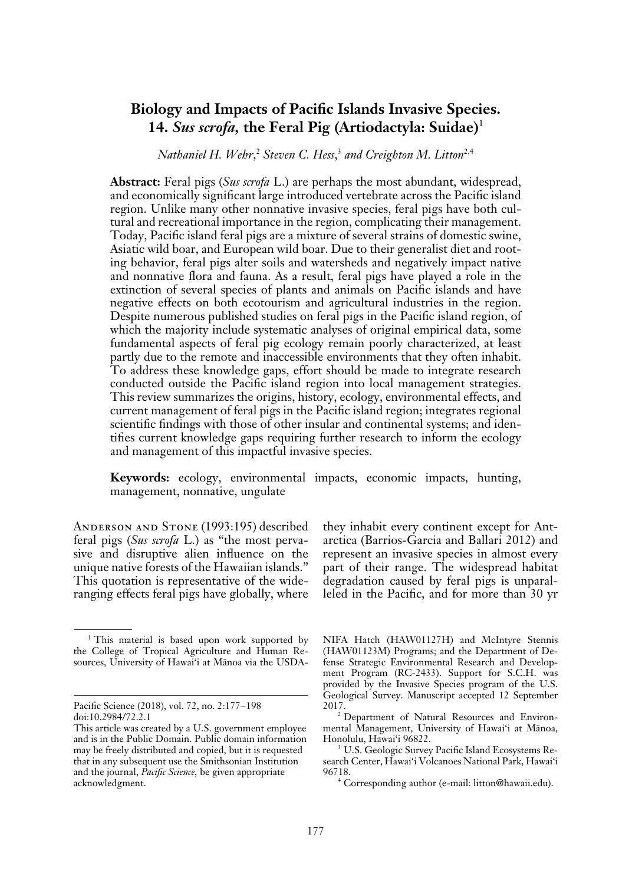# Biology and Impacts of Pacific Islands Invasive Species. 14. *Sus scrofa*, the Feral Pig (Artiodactyla: Suidae)[1]

*Nathaniel H. Wehr*,[2] *Steven C. Hess*,[3] *and Creighton M. Litton*[2,4]

**Abstract:** Feral pigs (*Sus scrofa* L.) are perhaps the most abundant, widespread, and economically significant large introduced vertebrate across the Pacific island region. Unlike many other nonnative invasive species, feral pigs have both cultural and recreational importance in the region, complicating their management. Today, Pacific island feral pigs are a mixture of several strains of domestic swine, Asiatic wild boar, and European wild boar. Due to their generalist diet and rooting behavior, feral pigs alter soils and watersheds and negatively impact native and nonnative flora and fauna. As a result, feral pigs have played a role in the extinction of several species of plants and animals on Pacific islands and have negative effects on both ecotourism and agricultural industries in the region. Despite numerous published studies on feral pigs in the Pacific island region, of which the majority include systematic analyses of original empirical data, some fundamental aspects of feral pig ecology remain poorly characterized, at least partly due to the remote and inaccessible environments that they often inhabit. To address these knowledge gaps, effort should be made to integrate research conducted outside the Pacific island region into local management strategies. This review summarizes the origins, history, ecology, environmental effects, and current management of feral pigs in the Pacific island region; integrates regional scientific findings with those of other insular and continental systems; and identifies current knowledge gaps requiring further research to inform the ecology and management of this impactful invasive species.

**Keywords:** ecology, environmental impacts, economic impacts, hunting, management, nonnative, ungulate

Anderson and Stone (1993:195) described feral pigs (*Sus scrofa* L.) as "the most pervasive and disruptive alien influence on the unique native forests of the Hawaiian islands." This quotation is representative of the wide-ranging effects feral pigs have globally, where they inhabit every continent except for Antarctica (Barrios-Garcia and Ballari 2012) and represent an invasive species in almost every part of their range. The widespread habitat degradation caused by feral pigs is unparalleled in the Pacific, and for more than 30 yr

---

[1] This material is based upon work supported by the College of Tropical Agriculture and Human Resources, University of Hawai'i at Mānoa via the USDA-NIFA Hatch (HAW01127H) and McIntyre Stennis (HAW01123M) Programs; and the Department of Defense Strategic Environmental Research and Development Program (RC-2433). Support for S.C.H. was provided by the Invasive Species program of the U.S. Geological Survey. Manuscript accepted 12 September 2017.

[2] Department of Natural Resources and Environmental Management, University of Hawai'i at Mānoa, Honolulu, Hawai'i 96822.

[3] U.S. Geologic Survey Pacific Island Ecosystems Research Center, Hawai'i Volcanoes National Park, Hawai'i 96718.

[4] Corresponding author (e-mail: litton@hawaii.edu).

Pacific Science (2018), vol. 72, no. 2:177–198
doi:10.2984/72.2.1

This article was created by a U.S. government employee and is in the Public Domain. Public domain information may be freely distributed and copied, but it is requested that in any subsequent use the Smithsonian Institution and the journal, *Pacific Science*, be given appropriate acknowledgment.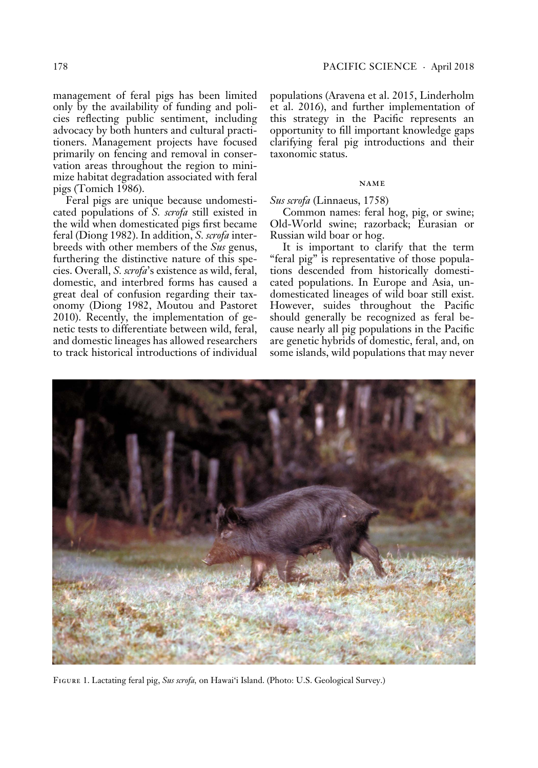management of feral pigs has been limited only by the availability of funding and policies reflecting public sentiment, including advocacy by both hunters and cultural practitioners. Management projects have focused primarily on fencing and removal in conservation areas throughout the region to minimize habitat degradation associated with feral pigs (Tomich 1986).

Feral pigs are unique because undomesticated populations of *S. scrofa* still existed in the wild when domesticated pigs first became feral (Diong 1982). In addition, *S. scrofa* interbreeds with other members of the *Sus* genus, furthering the distinctive nature of this species. Overall, *S. scrofa*'s existence as wild, feral, domestic, and interbred forms has caused a great deal of confusion regarding their taxonomy (Diong 1982, Moutou and Pastoret 2010). Recently, the implementation of genetic tests to differentiate between wild, feral, and domestic lineages has allowed researchers to track historical introductions of individual populations (Aravena et al. 2015, Linderholm et al. 2016), and further implementation of this strategy in the Pacific represents an opportunity to fill important knowledge gaps clarifying feral pig introductions and their taxonomic status.

## NAME

*Sus scrofa* (Linnaeus, 1758)

Common names: feral hog, pig, or swine; Old-World swine; razorback; Eurasian or Russian wild boar or hog.

It is important to clarify that the term "feral pig" is representative of those populations descended from historically domesticated populations. In Europe and Asia, undomesticated lineages of wild boar still exist. However, suides throughout the Pacific should generally be recognized as feral because nearly all pig populations in the Pacific are genetic hybrids of domestic, feral, and, on some islands, wild populations that may never

Figure 1. Lactating feral pig, *Sus scrofa*, on Hawai'i Island. (Photo: U.S. Geological Survey.)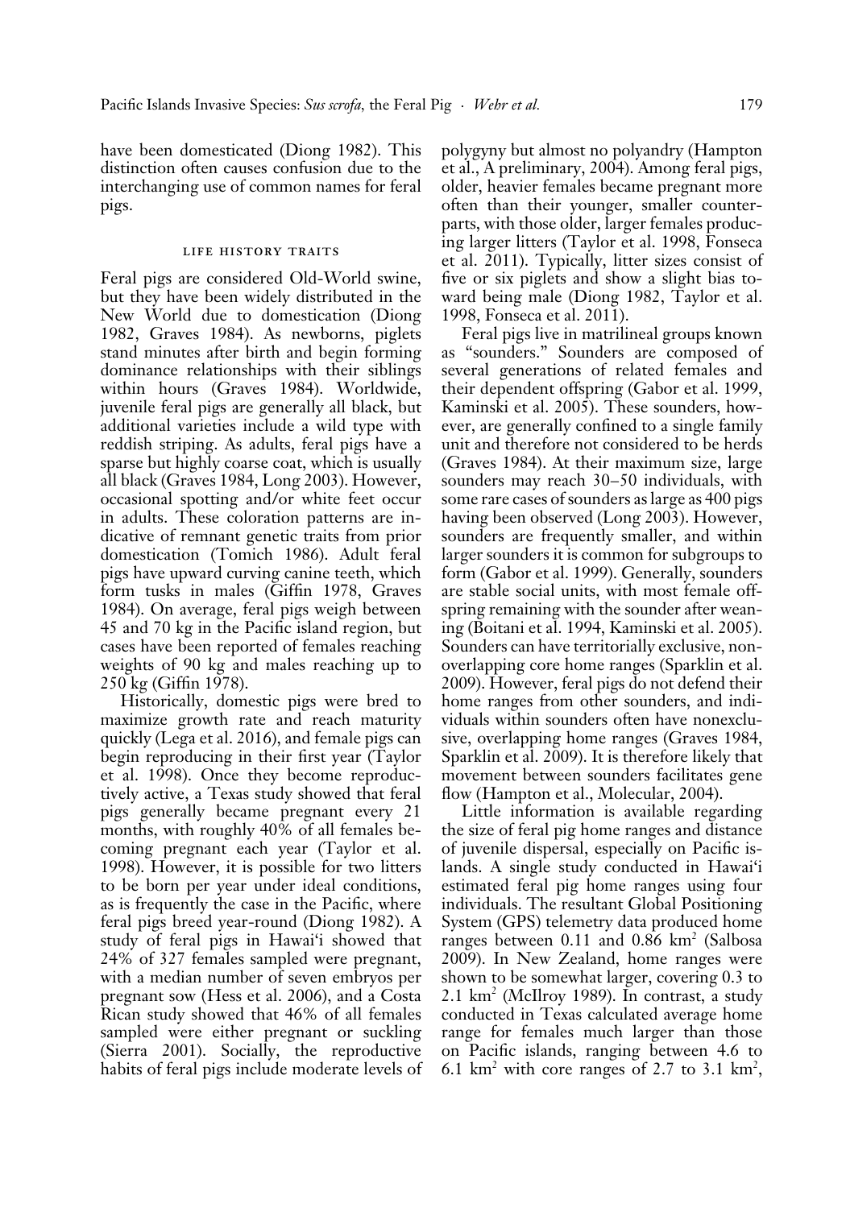have been domesticated (Diong 1982). This distinction often causes confusion due to the interchanging use of common names for feral pigs.

## LIFE HISTORY TRAITS

Feral pigs are considered Old-World swine, but they have been widely distributed in the New World due to domestication (Diong 1982, Graves 1984). As newborns, piglets stand minutes after birth and begin forming dominance relationships with their siblings within hours (Graves 1984). Worldwide, juvenile feral pigs are generally all black, but additional varieties include a wild type with reddish striping. As adults, feral pigs have a sparse but highly coarse coat, which is usually all black (Graves 1984, Long 2003). However, occasional spotting and/or white feet occur in adults. These coloration patterns are indicative of remnant genetic traits from prior domestication (Tomich 1986). Adult feral pigs have upward curving canine teeth, which form tusks in males (Giffin 1978, Graves 1984). On average, feral pigs weigh between 45 and 70 kg in the Pacific island region, but cases have been reported of females reaching weights of 90 kg and males reaching up to 250 kg (Giffin 1978).

Historically, domestic pigs were bred to maximize growth rate and reach maturity quickly (Lega et al. 2016), and female pigs can begin reproducing in their first year (Taylor et al. 1998). Once they become reproductively active, a Texas study showed that feral pigs generally became pregnant every 21 months, with roughly 40% of all females becoming pregnant each year (Taylor et al. 1998). However, it is possible for two litters to be born per year under ideal conditions, as is frequently the case in the Pacific, where feral pigs breed year-round (Diong 1982). A study of feral pigs in Hawai'i showed that 24% of 327 females sampled were pregnant, with a median number of seven embryos per pregnant sow (Hess et al. 2006), and a Costa Rican study showed that 46% of all females sampled were either pregnant or suckling (Sierra 2001). Socially, the reproductive habits of feral pigs include moderate levels of polygyny but almost no polyandry (Hampton et al., A preliminary, 2004). Among feral pigs, older, heavier females became pregnant more often than their younger, smaller counterparts, with those older, larger females producing larger litters (Taylor et al. 1998, Fonseca et al. 2011). Typically, litter sizes consist of five or six piglets and show a slight bias toward being male (Diong 1982, Taylor et al. 1998, Fonseca et al. 2011).

Feral pigs live in matrilineal groups known as "sounders." Sounders are composed of several generations of related females and their dependent offspring (Gabor et al. 1999, Kaminski et al. 2005). These sounders, however, are generally confined to a single family unit and therefore not considered to be herds (Graves 1984). At their maximum size, large sounders may reach 30–50 individuals, with some rare cases of sounders as large as 400 pigs having been observed (Long 2003). However, sounders are frequently smaller, and within larger sounders it is common for subgroups to form (Gabor et al. 1999). Generally, sounders are stable social units, with most female offspring remaining with the sounder after weaning (Boitani et al. 1994, Kaminski et al. 2005). Sounders can have territorially exclusive, nonoverlapping core home ranges (Sparklin et al. 2009). However, feral pigs do not defend their home ranges from other sounders, and individuals within sounders often have nonexclusive, overlapping home ranges (Graves 1984, Sparklin et al. 2009). It is therefore likely that movement between sounders facilitates gene flow (Hampton et al., Molecular, 2004).

Little information is available regarding the size of feral pig home ranges and distance of juvenile dispersal, especially on Pacific islands. A single study conducted in Hawai'i estimated feral pig home ranges using four individuals. The resultant Global Positioning System (GPS) telemetry data produced home ranges between 0.11 and 0.86 $km^2$ (Salbosa 2009). In New Zealand, home ranges were shown to be somewhat larger, covering 0.3 to 2.1 $km^2$ (McIlroy 1989). In contrast, a study conducted in Texas calculated average home range for females much larger than those on Pacific islands, ranging between 4.6 to 6.1 $km^2$ with core ranges of 2.7 to 3.1 $km^2$,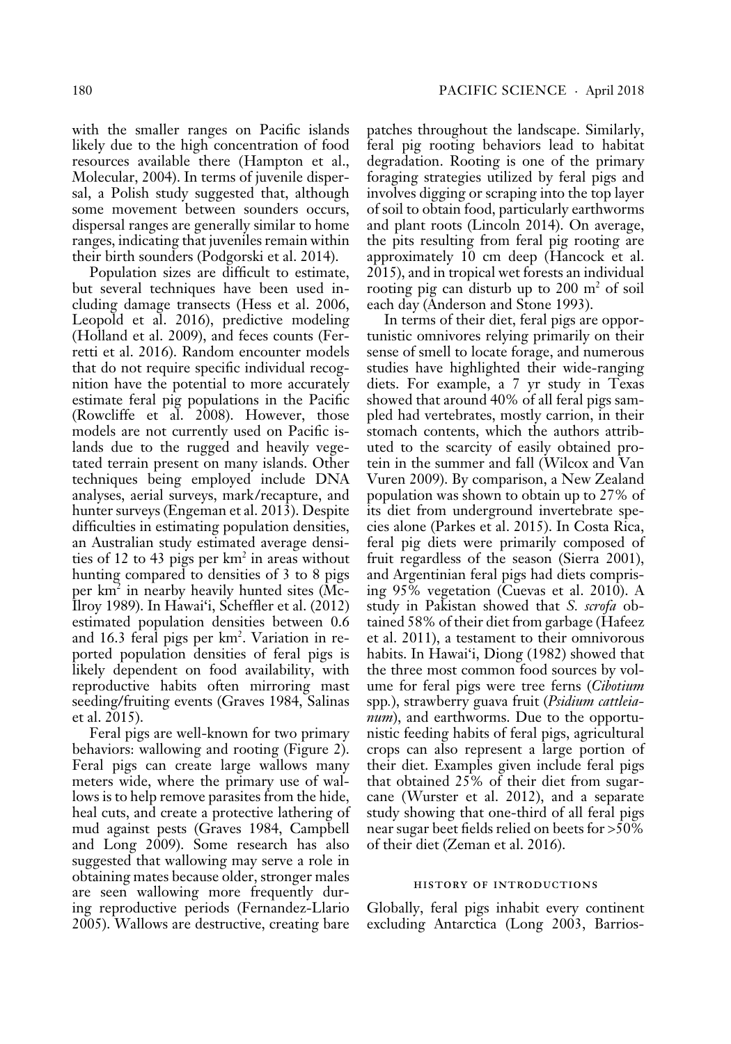with the smaller ranges on Pacific islands likely due to the high concentration of food resources available there (Hampton et al., Molecular, 2004). In terms of juvenile dispersal, a Polish study suggested that, although some movement between sounders occurs, dispersal ranges are generally similar to home ranges, indicating that juveniles remain within their birth sounders (Podgorski et al. 2014).

Population sizes are difficult to estimate, but several techniques have been used including damage transects (Hess et al. 2006, Leopold et al. 2016), predictive modeling (Holland et al. 2009), and feces counts (Ferretti et al. 2016). Random encounter models that do not require specific individual recognition have the potential to more accurately estimate feral pig populations in the Pacific (Rowcliffe et al. 2008). However, those models are not currently used on Pacific islands due to the rugged and heavily vegetated terrain present on many islands. Other techniques being employed include DNA analyses, aerial surveys, mark/recapture, and hunter surveys (Engeman et al. 2013). Despite difficulties in estimating population densities, an Australian study estimated average densities of 12 to 43 pigs per $km^2$ in areas without hunting compared to densities of 3 to 8 pigs per $km^2$ in nearby heavily hunted sites (McIlroy 1989). In Hawai'i, Scheffler et al. (2012) estimated population densities between 0.6 and 16.3 feral pigs per $km^2$. Variation in reported population densities of feral pigs is likely dependent on food availability, with reproductive habits often mirroring mast seeding/fruiting events (Graves 1984, Salinas et al. 2015).

Feral pigs are well-known for two primary behaviors: wallowing and rooting (Figure 2). Feral pigs can create large wallows many meters wide, where the primary use of wallows is to help remove parasites from the hide, heal cuts, and create a protective lathering of mud against pests (Graves 1984, Campbell and Long 2009). Some research has also suggested that wallowing may serve a role in obtaining mates because older, stronger males are seen wallowing more frequently during reproductive periods (Fernandez-Llario 2005). Wallows are destructive, creating bare patches throughout the landscape. Similarly, feral pig rooting behaviors lead to habitat degradation. Rooting is one of the primary foraging strategies utilized by feral pigs and involves digging or scraping into the top layer of soil to obtain food, particularly earthworms and plant roots (Lincoln 2014). On average, the pits resulting from feral pig rooting are approximately 10 cm deep (Hancock et al. 2015), and in tropical wet forests an individual rooting pig can disturb up to 200 $m^2$ of soil each day (Anderson and Stone 1993).

In terms of their diet, feral pigs are opportunistic omnivores relying primarily on their sense of smell to locate forage, and numerous studies have highlighted their wide-ranging diets. For example, a 7 yr study in Texas showed that around 40% of all feral pigs sampled had vertebrates, mostly carrion, in their stomach contents, which the authors attributed to the scarcity of easily obtained protein in the summer and fall (Wilcox and Van Vuren 2009). By comparison, a New Zealand population was shown to obtain up to 27% of its diet from underground invertebrate species alone (Parkes et al. 2015). In Costa Rica, feral pig diets were primarily composed of fruit regardless of the season (Sierra 2001), and Argentinian feral pigs had diets comprising 95% vegetation (Cuevas et al. 2010). A study in Pakistan showed that *S. scrofa* obtained 58% of their diet from garbage (Hafeez et al. 2011), a testament to their omnivorous habits. In Hawai'i, Diong (1982) showed that the three most common food sources by volume for feral pigs were tree ferns (*Cibotium* spp.), strawberry guava fruit (*Psidium cattleianum*), and earthworms. Due to the opportunistic feeding habits of feral pigs, agricultural crops can also represent a large portion of their diet. Examples given include feral pigs that obtained 25% of their diet from sugarcane (Wurster et al. 2012), and a separate study showing that one-third of all feral pigs near sugar beet fields relied on beets for >50% of their diet (Zeman et al. 2016).

## HISTORY OF INTRODUCTIONS

Globally, feral pigs inhabit every continent excluding Antarctica (Long 2003, Barrios-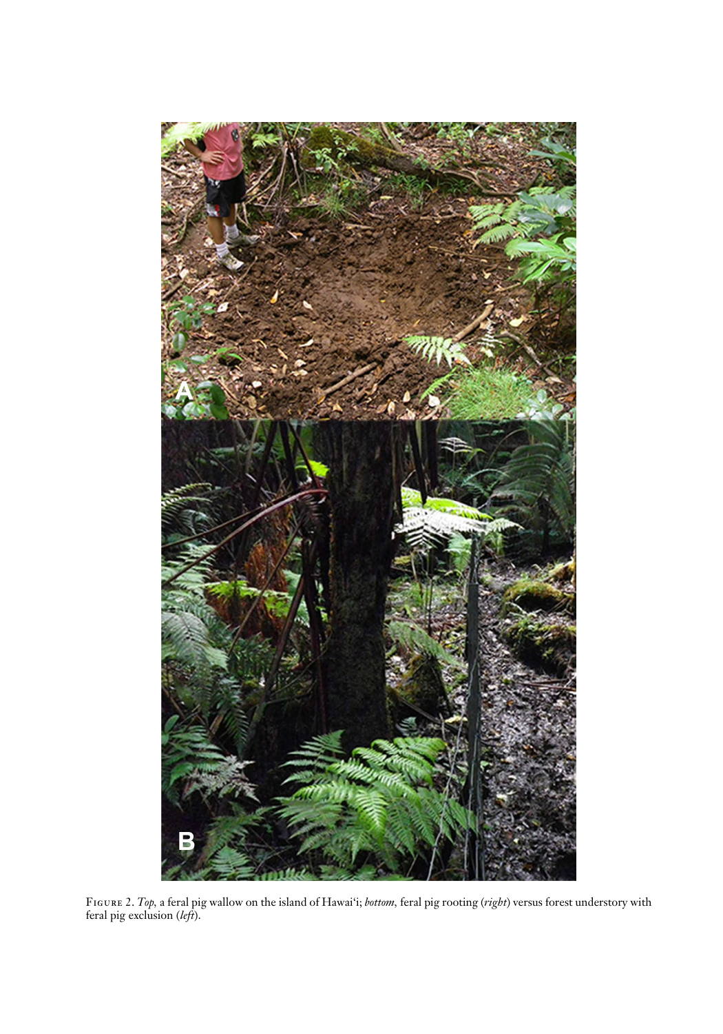Figure 2. *Top*, a feral pig wallow on the island of Hawai'i; *bottom*, feral pig rooting (*right*) versus forest understory with feral pig exclusion (*left*).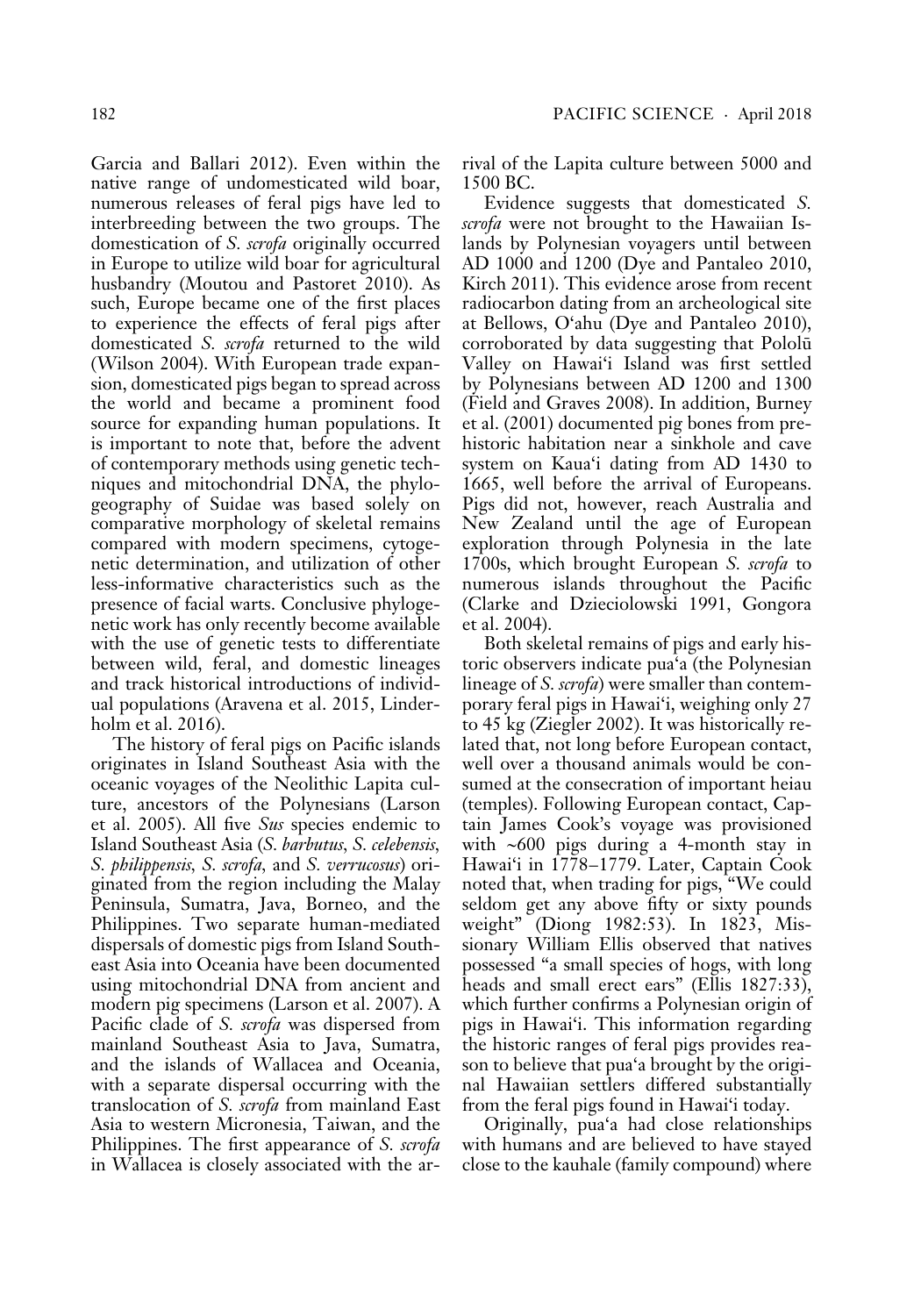Garcia and Ballari 2012). Even within the native range of undomesticated wild boar, numerous releases of feral pigs have led to interbreeding between the two groups. The domestication of *S. scrofa* originally occurred in Europe to utilize wild boar for agricultural husbandry (Moutou and Pastoret 2010). As such, Europe became one of the first places to experience the effects of feral pigs after domesticated *S. scrofa* returned to the wild (Wilson 2004). With European trade expansion, domesticated pigs began to spread across the world and became a prominent food source for expanding human populations. It is important to note that, before the advent of contemporary methods using genetic techniques and mitochondrial DNA, the phylogeography of Suidae was based solely on comparative morphology of skeletal remains compared with modern specimens, cytogenetic determination, and utilization of other less-informative characteristics such as the presence of facial warts. Conclusive phylogenetic work has only recently become available with the use of genetic tests to differentiate between wild, feral, and domestic lineages and track historical introductions of individual populations (Aravena et al. 2015, Linderholm et al. 2016).

The history of feral pigs on Pacific islands originates in Island Southeast Asia with the oceanic voyages of the Neolithic Lapita culture, ancestors of the Polynesians (Larson et al. 2005). All five *Sus* species endemic to Island Southeast Asia (*S. barbutus*, *S. celebensis*, *S. philippensis*, *S. scrofa*, and *S. verrucosus*) originated from the region including the Malay Peninsula, Sumatra, Java, Borneo, and the Philippines. Two separate human-mediated dispersals of domestic pigs from Island Southeast Asia into Oceania have been documented using mitochondrial DNA from ancient and modern pig specimens (Larson et al. 2007). A Pacific clade of *S. scrofa* was dispersed from mainland Southeast Asia to Java, Sumatra, and the islands of Wallacea and Oceania, with a separate dispersal occurring with the translocation of *S. scrofa* from mainland East Asia to western Micronesia, Taiwan, and the Philippines. The first appearance of *S. scrofa* in Wallacea is closely associated with the arrival of the Lapita culture between 5000 and 1500 BC.

Evidence suggests that domesticated *S. scrofa* were not brought to the Hawaiian Islands by Polynesian voyagers until between AD 1000 and 1200 (Dye and Pantaleo 2010, Kirch 2011). This evidence arose from recent radiocarbon dating from an archeological site at Bellows, O'ahu (Dye and Pantaleo 2010), corroborated by data suggesting that Pololū Valley on Hawai'i Island was first settled by Polynesians between AD 1200 and 1300 (Field and Graves 2008). In addition, Burney et al. (2001) documented pig bones from prehistoric habitation near a sinkhole and cave system on Kaua'i dating from AD 1430 to 1665, well before the arrival of Europeans. Pigs did not, however, reach Australia and New Zealand until the age of European exploration through Polynesia in the late 1700s, which brought European *S. scrofa* to numerous islands throughout the Pacific (Clarke and Dzieciolowski 1991, Gongora et al. 2004).

Both skeletal remains of pigs and early historic observers indicate pua'a (the Polynesian lineage of *S. scrofa*) were smaller than contemporary feral pigs in Hawai'i, weighing only 27 to 45 kg (Ziegler 2002). It was historically related that, not long before European contact, well over a thousand animals would be consumed at the consecration of important heiau (temples). Following European contact, Captain James Cook's voyage was provisioned with ~600 pigs during a 4-month stay in Hawai'i in 1778–1779. Later, Captain Cook noted that, when trading for pigs, "We could seldom get any above fifty or sixty pounds weight" (Diong 1982:53). In 1823, Missionary William Ellis observed that natives possessed "a small species of hogs, with long heads and small erect ears" (Ellis 1827:33), which further confirms a Polynesian origin of pigs in Hawai'i. This information regarding the historic ranges of feral pigs provides reason to believe that pua'a brought by the original Hawaiian settlers differed substantially from the feral pigs found in Hawai'i today.

Originally, pua'a had close relationships with humans and are believed to have stayed close to the kauhale (family compound) where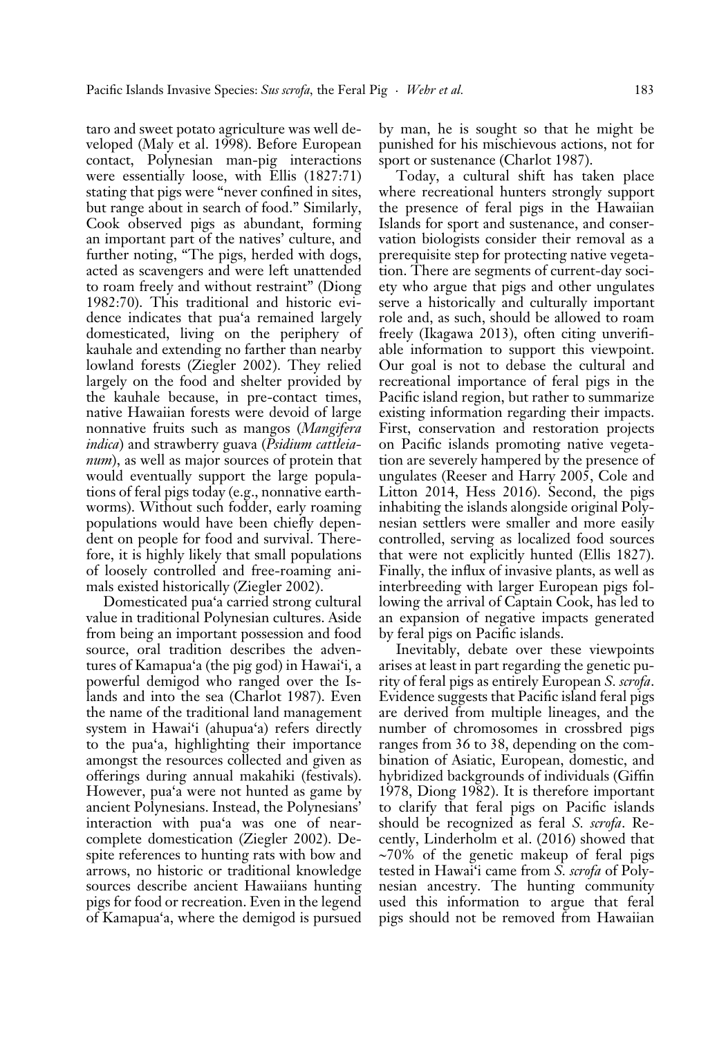taro and sweet potato agriculture was well developed (Maly et al. 1998). Before European contact, Polynesian man-pig interactions were essentially loose, with Ellis (1827:71) stating that pigs were "never confined in sites, but range about in search of food." Similarly, Cook observed pigs as abundant, forming an important part of the natives' culture, and further noting, "The pigs, herded with dogs, acted as scavengers and were left unattended to roam freely and without restraint" (Diong 1982:70). This traditional and historic evidence indicates that pua'a remained largely domesticated, living on the periphery of kauhale and extending no farther than nearby lowland forests (Ziegler 2002). They relied largely on the food and shelter provided by the kauhale because, in pre-contact times, native Hawaiian forests were devoid of large nonnative fruits such as mangos (*Mangifera indica*) and strawberry guava (*Psidium cattleianum*), as well as major sources of protein that would eventually support the large populations of feral pigs today (e.g., nonnative earthworms). Without such fodder, early roaming populations would have been chiefly dependent on people for food and survival. Therefore, it is highly likely that small populations of loosely controlled and free-roaming animals existed historically (Ziegler 2002).

Domesticated pua'a carried strong cultural value in traditional Polynesian cultures. Aside from being an important possession and food source, oral tradition describes the adventures of Kamapua'a (the pig god) in Hawai'i, a powerful demigod who ranged over the Islands and into the sea (Charlot 1987). Even the name of the traditional land management system in Hawai'i (ahupua'a) refers directly to the pua'a, highlighting their importance amongst the resources collected and given as offerings during annual makahiki (festivals). However, pua'a were not hunted as game by ancient Polynesians. Instead, the Polynesians' interaction with pua'a was one of near-complete domestication (Ziegler 2002). Despite references to hunting rats with bow and arrows, no historic or traditional knowledge sources describe ancient Hawaiians hunting pigs for food or recreation. Even in the legend of Kamapua'a, where the demigod is pursued by man, he is sought so that he might be punished for his mischievous actions, not for sport or sustenance (Charlot 1987).

Today, a cultural shift has taken place where recreational hunters strongly support the presence of feral pigs in the Hawaiian Islands for sport and sustenance, and conservation biologists consider their removal as a prerequisite step for protecting native vegetation. There are segments of current-day society who argue that pigs and other ungulates serve a historically and culturally important role and, as such, should be allowed to roam freely (Ikagawa 2013), often citing unverifiable information to support this viewpoint. Our goal is not to debase the cultural and recreational importance of feral pigs in the Pacific island region, but rather to summarize existing information regarding their impacts. First, conservation and restoration projects on Pacific islands promoting native vegetation are severely hampered by the presence of ungulates (Reeser and Harry 2005, Cole and Litton 2014, Hess 2016). Second, the pigs inhabiting the islands alongside original Polynesian settlers were smaller and more easily controlled, serving as localized food sources that were not explicitly hunted (Ellis 1827). Finally, the influx of invasive plants, as well as interbreeding with larger European pigs following the arrival of Captain Cook, has led to an expansion of negative impacts generated by feral pigs on Pacific islands.

Inevitably, debate over these viewpoints arises at least in part regarding the genetic purity of feral pigs as entirely European *S. scrofa*. Evidence suggests that Pacific island feral pigs are derived from multiple lineages, and the number of chromosomes in crossbred pigs ranges from 36 to 38, depending on the combination of Asiatic, European, domestic, and hybridized backgrounds of individuals (Giffin 1978, Diong 1982). It is therefore important to clarify that feral pigs on Pacific islands should be recognized as feral *S. scrofa*. Recently, Linderholm et al. (2016) showed that ~70% of the genetic makeup of feral pigs tested in Hawai'i came from *S. scrofa* of Polynesian ancestry. The hunting community used this information to argue that feral pigs should not be removed from Hawaiian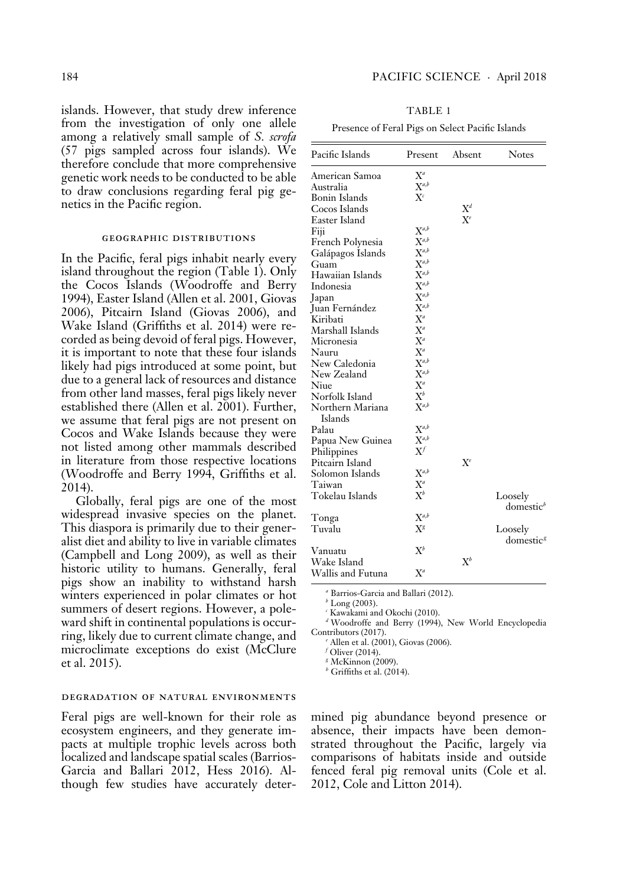islands. However, that study drew inference from the investigation of only one allele among a relatively small sample of *S. scrofa* (57 pigs sampled across four islands). We therefore conclude that more comprehensive genetic work needs to be conducted to be able to draw conclusions regarding feral pig genetics in the Pacific region.

## GEOGRAPHIC DISTRIBUTIONS

In the Pacific, feral pigs inhabit nearly every island throughout the region (Table 1). Only the Cocos Islands (Woodroffe and Berry 1994), Easter Island (Allen et al. 2001, Giovas 2006), Pitcairn Island (Giovas 2006), and Wake Island (Griffiths et al. 2014) were recorded as being devoid of feral pigs. However, it is important to note that these four islands likely had pigs introduced at some point, but due to a general lack of resources and distance from other land masses, feral pigs likely never established there (Allen et al. 2001). Further, we assume that feral pigs are not present on Cocos and Wake Islands because they were not listed among other mammals described in literature from those respective locations (Woodroffe and Berry 1994, Griffiths et al. 2014).

Globally, feral pigs are one of the most widespread invasive species on the planet. This diaspora is primarily due to their generalist diet and ability to live in variable climates (Campbell and Long 2009), as well as their historic utility to humans. Generally, feral pigs show an inability to withstand harsh winters experienced in polar climates or hot summers of desert regions. However, a poleward shift in continental populations is occurring, likely due to current climate change, and microclimate exceptions do exist (McClure et al. 2015).

## DEGRADATION OF NATURAL ENVIRONMENTS

Feral pigs are well-known for their role as ecosystem engineers, and they generate impacts at multiple trophic levels across both localized and landscape spatial scales (Barrios-Garcia and Ballari 2012, Hess 2016). Although few studies have accurately determined pig abundance beyond presence or absence, their impacts have been demonstrated throughout the Pacific, largely via comparisons of habitats inside and outside fenced feral pig removal units (Cole et al. 2012, Cole and Litton 2014).

TABLE 1

Presence of Feral Pigs on Select Pacific Islands

| Pacific Islands | Present | Absent | Notes |
|---|---|---|---|
| American Samoa | X[a] | | |
| Australia | X[a,b] | | |
| Bonin Islands | X[c] | | |
| Cocos Islands | | X[d] | |
| Easter Island | | X[e] | |
| Fiji | X[a,b] | | |
| French Polynesia | X[a,b] | | |
| Galápagos Islands | X[a,b] | | |
| Guam | X[a,b] | | |
| Hawaiian Islands | X[a,b] | | |
| Indonesia | X[a,b] | | |
| Japan | X[a,b] | | |
| Juan Fernández | X[a,b] | | |
| Kiribati | X[a] | | |
| Marshall Islands | X[a] | | |
| Micronesia | X[a] | | |
| Nauru | X[a] | | |
| New Caledonia | X[a,b] | | |
| New Zealand | X[a,b] | | |
| Niue | X[a] | | |
| Norfolk Island | X[b] | | |
| Northern Mariana Islands | X[a,b] | | |
| Palau | X[a,b] | | |
| Papua New Guinea | X[a,b] | | |
| Philippines | X[f] | | |
| Pitcairn Island | | X[e] | |
| Solomon Islands | X[a,b] | | |
| Taiwan | X[a] | | |
| Tokelau Islands | X[b] | | Loosely domestic[b] |
| Tonga | X[a,b] | | |
| Tuvalu | X[g] | | Loosely domestic[g] |
| Vanuatu | X[b] | | |
| Wake Island | | X[h] | |
| Wallis and Futuna | X[a] | | |

[a] Barrios-Garcia and Ballari (2012).
[b] Long (2003).
[c] Kawakami and Okochi (2010).
[d] Woodroffe and Berry (1994), New World Encyclopedia Contributors (2017).
[e] Allen et al. (2001), Giovas (2006).
[f] Oliver (2014).
[g] McKinnon (2009).
[h] Griffiths et al. (2014).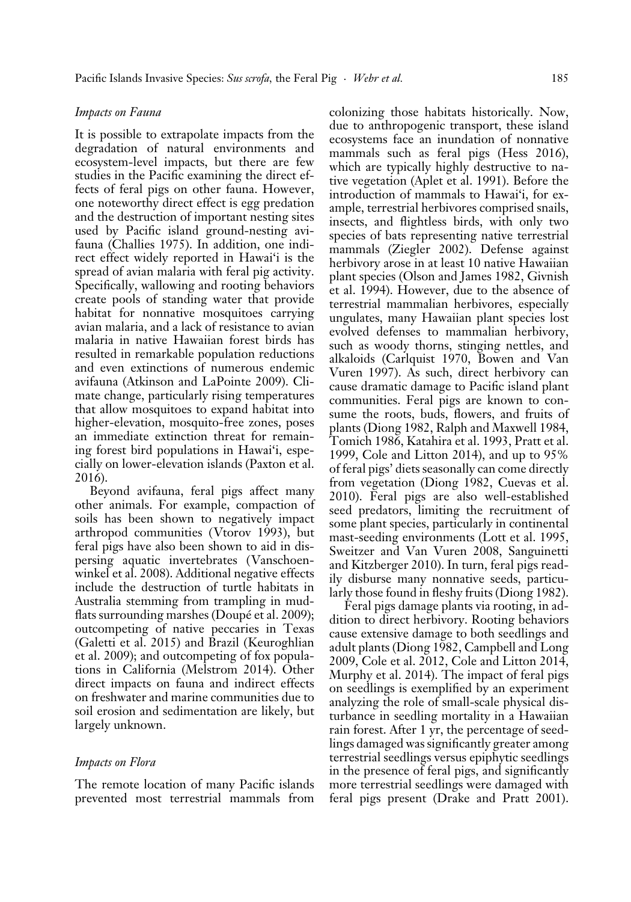### *Impacts on Fauna*

It is possible to extrapolate impacts from the degradation of natural environments and ecosystem-level impacts, but there are few studies in the Pacific examining the direct effects of feral pigs on other fauna. However, one noteworthy direct effect is egg predation and the destruction of important nesting sites used by Pacific island ground-nesting avifauna (Challies 1975). In addition, one indirect effect widely reported in Hawai'i is the spread of avian malaria with feral pig activity. Specifically, wallowing and rooting behaviors create pools of standing water that provide habitat for nonnative mosquitoes carrying avian malaria, and a lack of resistance to avian malaria in native Hawaiian forest birds has resulted in remarkable population reductions and even extinctions of numerous endemic avifauna (Atkinson and LaPointe 2009). Climate change, particularly rising temperatures that allow mosquitoes to expand habitat into higher-elevation, mosquito-free zones, poses an immediate extinction threat for remaining forest bird populations in Hawai'i, especially on lower-elevation islands (Paxton et al. 2016).

Beyond avifauna, feral pigs affect many other animals. For example, compaction of soils has been shown to negatively impact arthropod communities (Vtorov 1993), but feral pigs have also been shown to aid in dispersing aquatic invertebrates (Vanschoenwinkel et al. 2008). Additional negative effects include the destruction of turtle habitats in Australia stemming from trampling in mudflats surrounding marshes (Doupé et al. 2009); outcompeting of native peccaries in Texas (Galetti et al. 2015) and Brazil (Keuroghlian et al. 2009); and outcompeting of fox populations in California (Melstrom 2014). Other direct impacts on fauna and indirect effects on freshwater and marine communities due to soil erosion and sedimentation are likely, but largely unknown.

### *Impacts on Flora*

The remote location of many Pacific islands prevented most terrestrial mammals from colonizing those habitats historically. Now, due to anthropogenic transport, these island ecosystems face an inundation of nonnative mammals such as feral pigs (Hess 2016), which are typically highly destructive to native vegetation (Aplet et al. 1991). Before the introduction of mammals to Hawai'i, for example, terrestrial herbivores comprised snails, insects, and flightless birds, with only two species of bats representing native terrestrial mammals (Ziegler 2002). Defense against herbivory arose in at least 10 native Hawaiian plant species (Olson and James 1982, Givnish et al. 1994). However, due to the absence of terrestrial mammalian herbivores, especially ungulates, many Hawaiian plant species lost evolved defenses to mammalian herbivory, such as woody thorns, stinging nettles, and alkaloids (Carlquist 1970, Bowen and Van Vuren 1997). As such, direct herbivory can cause dramatic damage to Pacific island plant communities. Feral pigs are known to consume the roots, buds, flowers, and fruits of plants (Diong 1982, Ralph and Maxwell 1984, Tomich 1986, Katahira et al. 1993, Pratt et al. 1999, Cole and Litton 2014), and up to 95% of feral pigs' diets seasonally can come directly from vegetation (Diong 1982, Cuevas et al. 2010). Feral pigs are also well-established seed predators, limiting the recruitment of some plant species, particularly in continental mast-seeding environments (Lott et al. 1995, Sweitzer and Van Vuren 2008, Sanguinetti and Kitzberger 2010). In turn, feral pigs readily disburse many nonnative seeds, particularly those found in fleshy fruits (Diong 1982).

Feral pigs damage plants via rooting, in addition to direct herbivory. Rooting behaviors cause extensive damage to both seedlings and adult plants (Diong 1982, Campbell and Long 2009, Cole et al. 2012, Cole and Litton 2014, Murphy et al. 2014). The impact of feral pigs on seedlings is exemplified by an experiment analyzing the role of small-scale physical disturbance in seedling mortality in a Hawaiian rain forest. After 1 yr, the percentage of seedlings damaged was significantly greater among terrestrial seedlings versus epiphytic seedlings in the presence of feral pigs, and significantly more terrestrial seedlings were damaged with feral pigs present (Drake and Pratt 2001).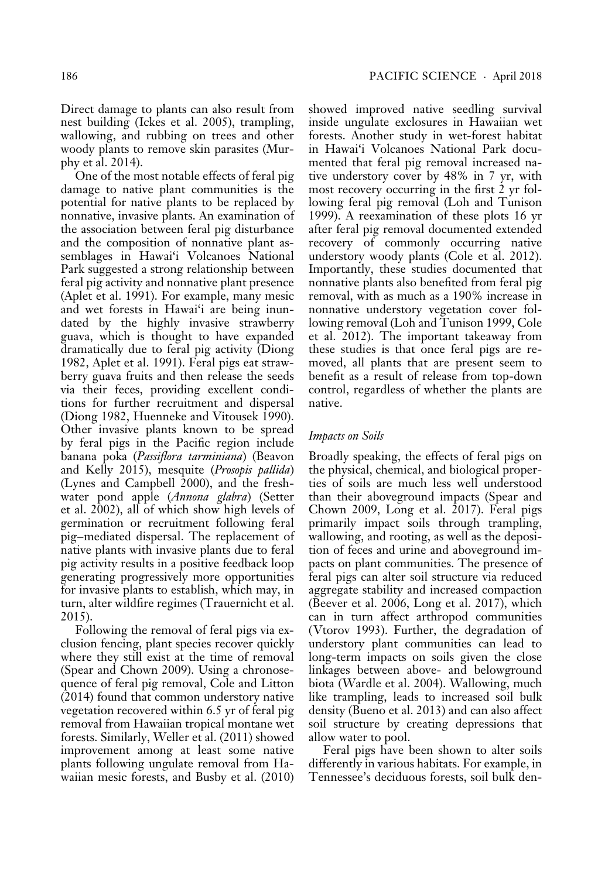Direct damage to plants can also result from nest building (Ickes et al. 2005), trampling, wallowing, and rubbing on trees and other woody plants to remove skin parasites (Murphy et al. 2014).

One of the most notable effects of feral pig damage to native plant communities is the potential for native plants to be replaced by nonnative, invasive plants. An examination of the association between feral pig disturbance and the composition of nonnative plant assemblages in Hawai'i Volcanoes National Park suggested a strong relationship between feral pig activity and nonnative plant presence (Aplet et al. 1991). For example, many mesic and wet forests in Hawai'i are being inundated by the highly invasive strawberry guava, which is thought to have expanded dramatically due to feral pig activity (Diong 1982, Aplet et al. 1991). Feral pigs eat strawberry guava fruits and then release the seeds via their feces, providing excellent conditions for further recruitment and dispersal (Diong 1982, Huenneke and Vitousek 1990). Other invasive plants known to be spread by feral pigs in the Pacific region include banana poka (*Passiflora tarminiana*) (Beavon and Kelly 2015), mesquite (*Prosopis pallida*) (Lynes and Campbell 2000), and the freshwater pond apple (*Annona glabra*) (Setter et al. 2002), all of which show high levels of germination or recruitment following feral pig–mediated dispersal. The replacement of native plants with invasive plants due to feral pig activity results in a positive feedback loop generating progressively more opportunities for invasive plants to establish, which may, in turn, alter wildfire regimes (Trauernicht et al. 2015).

Following the removal of feral pigs via exclusion fencing, plant species recover quickly where they still exist at the time of removal (Spear and Chown 2009). Using a chronosequence of feral pig removal, Cole and Litton (2014) found that common understory native vegetation recovered within 6.5 yr of feral pig removal from Hawaiian tropical montane wet forests. Similarly, Weller et al. (2011) showed improvement among at least some native plants following ungulate removal from Hawaiian mesic forests, and Busby et al. (2010) showed improved native seedling survival inside ungulate exclosures in Hawaiian wet forests. Another study in wet-forest habitat in Hawai'i Volcanoes National Park documented that feral pig removal increased native understory cover by 48% in 7 yr, with most recovery occurring in the first 2 yr following feral pig removal (Loh and Tunison 1999). A reexamination of these plots 16 yr after feral pig removal documented extended recovery of commonly occurring native understory woody plants (Cole et al. 2012). Importantly, these studies documented that nonnative plants also benefited from feral pig removal, with as much as a 190% increase in nonnative understory vegetation cover following removal (Loh and Tunison 1999, Cole et al. 2012). The important takeaway from these studies is that once feral pigs are removed, all plants that are present seem to benefit as a result of release from top-down control, regardless of whether the plants are native.

### *Impacts on Soils*

Broadly speaking, the effects of feral pigs on the physical, chemical, and biological properties of soils are much less well understood than their aboveground impacts (Spear and Chown 2009, Long et al. 2017). Feral pigs primarily impact soils through trampling, wallowing, and rooting, as well as the deposition of feces and urine and aboveground impacts on plant communities. The presence of feral pigs can alter soil structure via reduced aggregate stability and increased compaction (Beever et al. 2006, Long et al. 2017), which can in turn affect arthropod communities (Vtorov 1993). Further, the degradation of understory plant communities can lead to long-term impacts on soils given the close linkages between above- and belowground biota (Wardle et al. 2004). Wallowing, much like trampling, leads to increased soil bulk density (Bueno et al. 2013) and can also affect soil structure by creating depressions that allow water to pool.

Feral pigs have been shown to alter soils differently in various habitats. For example, in Tennessee's deciduous forests, soil bulk den-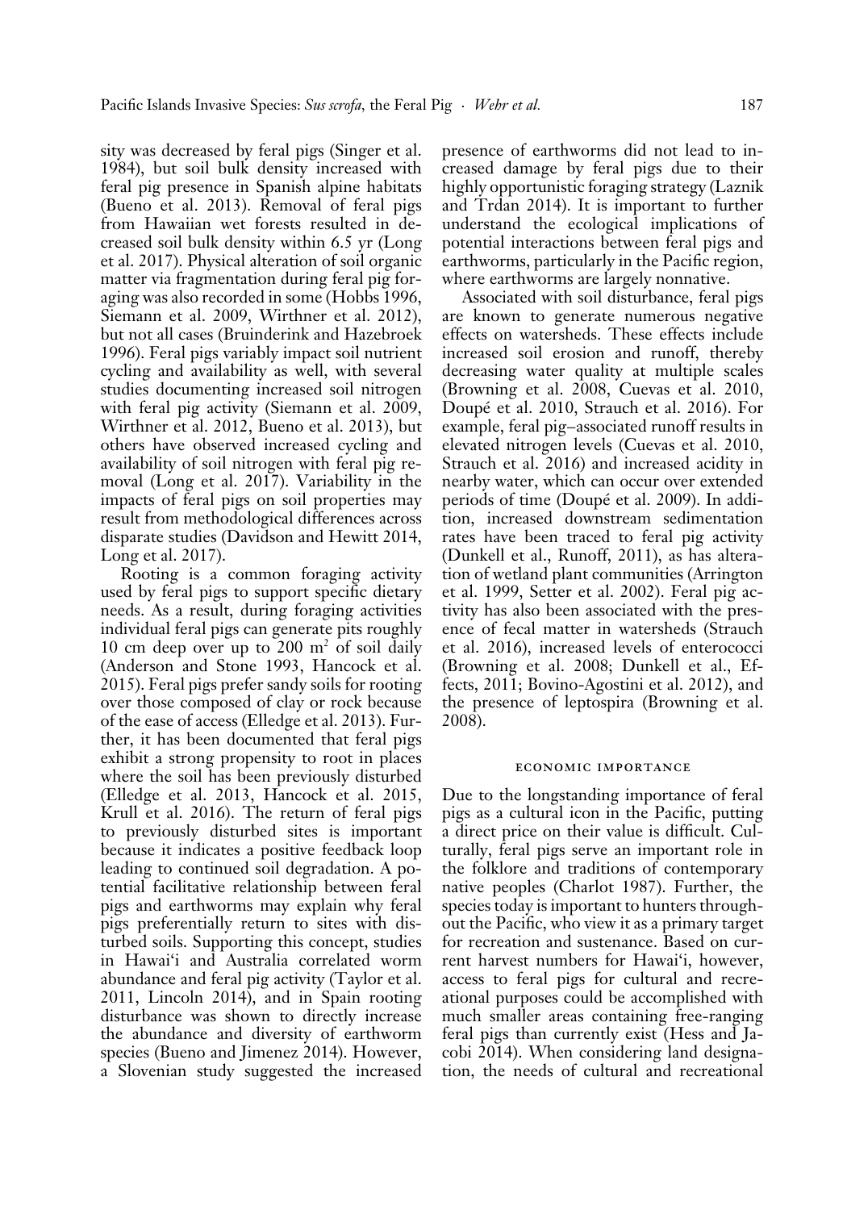sity was decreased by feral pigs (Singer et al. 1984), but soil bulk density increased with feral pig presence in Spanish alpine habitats (Bueno et al. 2013). Removal of feral pigs from Hawaiian wet forests resulted in decreased soil bulk density within 6.5 yr (Long et al. 2017). Physical alteration of soil organic matter via fragmentation during feral pig foraging was also recorded in some (Hobbs 1996, Siemann et al. 2009, Wirthner et al. 2012), but not all cases (Bruinderink and Hazebroek 1996). Feral pigs variably impact soil nutrient cycling and availability as well, with several studies documenting increased soil nitrogen with feral pig activity (Siemann et al. 2009, Wirthner et al. 2012, Bueno et al. 2013), but others have observed increased cycling and availability of soil nitrogen with feral pig removal (Long et al. 2017). Variability in the impacts of feral pigs on soil properties may result from methodological differences across disparate studies (Davidson and Hewitt 2014, Long et al. 2017).

Rooting is a common foraging activity used by feral pigs to support specific dietary needs. As a result, during foraging activities individual feral pigs can generate pits roughly 10 cm deep over up to 200 m$^2$ of soil daily (Anderson and Stone 1993, Hancock et al. 2015). Feral pigs prefer sandy soils for rooting over those composed of clay or rock because of the ease of access (Elledge et al. 2013). Further, it has been documented that feral pigs exhibit a strong propensity to root in places where the soil has been previously disturbed (Elledge et al. 2013, Hancock et al. 2015, Krull et al. 2016). The return of feral pigs to previously disturbed sites is important because it indicates a positive feedback loop leading to continued soil degradation. A potential facilitative relationship between feral pigs and earthworms may explain why feral pigs preferentially return to sites with disturbed soils. Supporting this concept, studies in Hawai'i and Australia correlated worm abundance and feral pig activity (Taylor et al. 2011, Lincoln 2014), and in Spain rooting disturbance was shown to directly increase the abundance and diversity of earthworm species (Bueno and Jimenez 2014). However, a Slovenian study suggested the increased presence of earthworms did not lead to increased damage by feral pigs due to their highly opportunistic foraging strategy (Laznik and Trdan 2014). It is important to further understand the ecological implications of potential interactions between feral pigs and earthworms, particularly in the Pacific region, where earthworms are largely nonnative.

Associated with soil disturbance, feral pigs are known to generate numerous negative effects on watersheds. These effects include increased soil erosion and runoff, thereby decreasing water quality at multiple scales (Browning et al. 2008, Cuevas et al. 2010, Doupé et al. 2010, Strauch et al. 2016). For example, feral pig–associated runoff results in elevated nitrogen levels (Cuevas et al. 2010, Strauch et al. 2016) and increased acidity in nearby water, which can occur over extended periods of time (Doupé et al. 2009). In addition, increased downstream sedimentation rates have been traced to feral pig activity (Dunkell et al., Runoff, 2011), as has alteration of wetland plant communities (Arrington et al. 1999, Setter et al. 2002). Feral pig activity has also been associated with the presence of fecal matter in watersheds (Strauch et al. 2016), increased levels of enterococci (Browning et al. 2008; Dunkell et al., Effects, 2011; Bovino-Agostini et al. 2012), and the presence of leptospira (Browning et al. 2008).

## ECONOMIC IMPORTANCE

Due to the longstanding importance of feral pigs as a cultural icon in the Pacific, putting a direct price on their value is difficult. Culturally, feral pigs serve an important role in the folklore and traditions of contemporary native peoples (Charlot 1987). Further, the species today is important to hunters throughout the Pacific, who view it as a primary target for recreation and sustenance. Based on current harvest numbers for Hawai'i, however, access to feral pigs for cultural and recreational purposes could be accomplished with much smaller areas containing free-ranging feral pigs than currently exist (Hess and Jacobi 2014). When considering land designation, the needs of cultural and recreational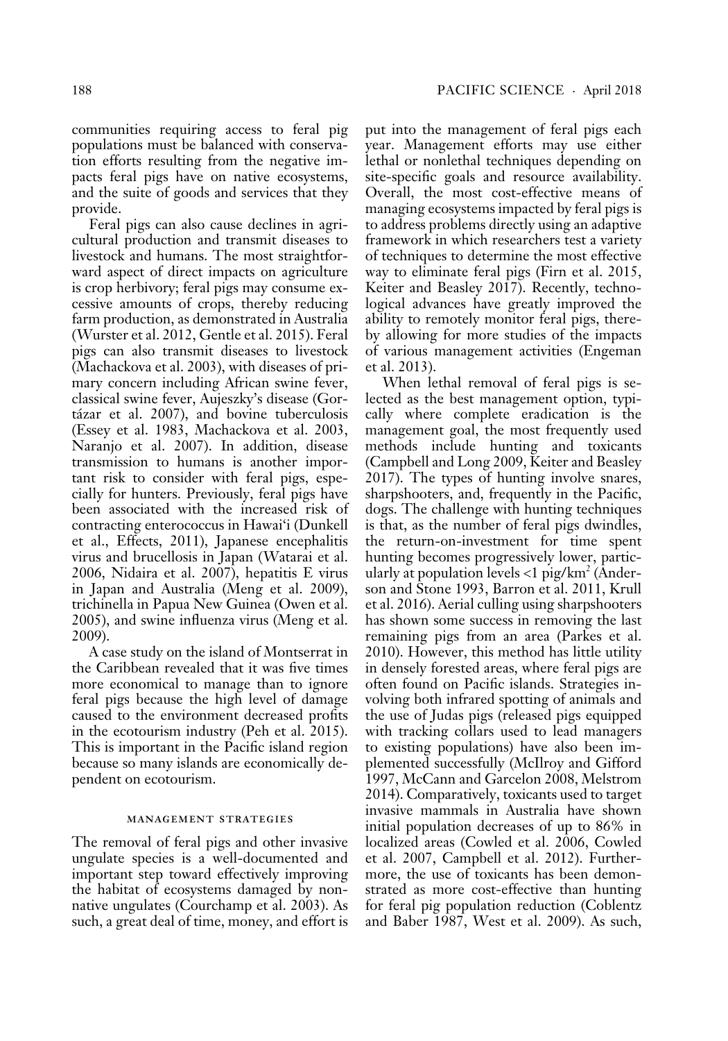communities requiring access to feral pig populations must be balanced with conservation efforts resulting from the negative impacts feral pigs have on native ecosystems, and the suite of goods and services that they provide.

Feral pigs can also cause declines in agricultural production and transmit diseases to livestock and humans. The most straightforward aspect of direct impacts on agriculture is crop herbivory; feral pigs may consume excessive amounts of crops, thereby reducing farm production, as demonstrated in Australia (Wurster et al. 2012, Gentle et al. 2015). Feral pigs can also transmit diseases to livestock (Machackova et al. 2003), with diseases of primary concern including African swine fever, classical swine fever, Aujeszky's disease (Gortázar et al. 2007), and bovine tuberculosis (Essey et al. 1983, Machackova et al. 2003, Naranjo et al. 2007). In addition, disease transmission to humans is another important risk to consider with feral pigs, especially for hunters. Previously, feral pigs have been associated with the increased risk of contracting enterococcus in Hawai'i (Dunkell et al., Effects, 2011), Japanese encephalitis virus and brucellosis in Japan (Watarai et al. 2006, Nidaira et al. 2007), hepatitis E virus in Japan and Australia (Meng et al. 2009), trichinella in Papua New Guinea (Owen et al. 2005), and swine influenza virus (Meng et al. 2009).

A case study on the island of Montserrat in the Caribbean revealed that it was five times more economical to manage than to ignore feral pigs because the high level of damage caused to the environment decreased profits in the ecotourism industry (Peh et al. 2015). This is important in the Pacific island region because so many islands are economically dependent on ecotourism.

## MANAGEMENT STRATEGIES

The removal of feral pigs and other invasive ungulate species is a well-documented and important step toward effectively improving the habitat of ecosystems damaged by nonnative ungulates (Courchamp et al. 2003). As such, a great deal of time, money, and effort is put into the management of feral pigs each year. Management efforts may use either lethal or nonlethal techniques depending on site-specific goals and resource availability. Overall, the most cost-effective means of managing ecosystems impacted by feral pigs is to address problems directly using an adaptive framework in which researchers test a variety of techniques to determine the most effective way to eliminate feral pigs (Firn et al. 2015, Keiter and Beasley 2017). Recently, technological advances have greatly improved the ability to remotely monitor feral pigs, thereby allowing for more studies of the impacts of various management activities (Engeman et al. 2013).

When lethal removal of feral pigs is selected as the best management option, typically where complete eradication is the management goal, the most frequently used methods include hunting and toxicants (Campbell and Long 2009, Keiter and Beasley 2017). The types of hunting involve snares, sharpshooters, and, frequently in the Pacific, dogs. The challenge with hunting techniques is that, as the number of feral pigs dwindles, the return-on-investment for time spent hunting becomes progressively lower, particularly at population levels <1 pig/km$^2$ (Anderson and Stone 1993, Barron et al. 2011, Krull et al. 2016). Aerial culling using sharpshooters has shown some success in removing the last remaining pigs from an area (Parkes et al. 2010). However, this method has little utility in densely forested areas, where feral pigs are often found on Pacific islands. Strategies involving both infrared spotting of animals and the use of Judas pigs (released pigs equipped with tracking collars used to lead managers to existing populations) have also been implemented successfully (McIlroy and Gifford 1997, McCann and Garcelon 2008, Melstrom 2014). Comparatively, toxicants used to target invasive mammals in Australia have shown initial population decreases of up to 86% in localized areas (Cowled et al. 2006, Cowled et al. 2007, Campbell et al. 2012). Furthermore, the use of toxicants has been demonstrated as more cost-effective than hunting for feral pig population reduction (Coblentz and Baber 1987, West et al. 2009). As such,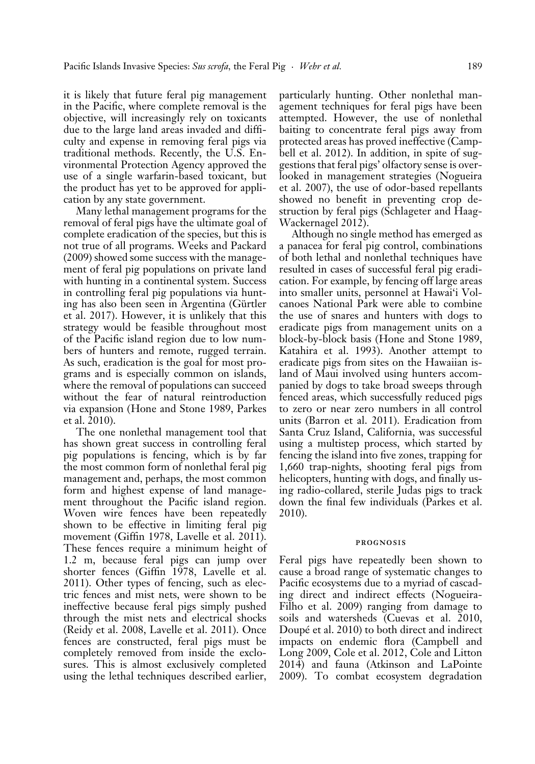it is likely that future feral pig management in the Pacific, where complete removal is the objective, will increasingly rely on toxicants due to the large land areas invaded and difficulty and expense in removing feral pigs via traditional methods. Recently, the U.S. Environmental Protection Agency approved the use of a single warfarin-based toxicant, but the product has yet to be approved for application by any state government.

Many lethal management programs for the removal of feral pigs have the ultimate goal of complete eradication of the species, but this is not true of all programs. Weeks and Packard (2009) showed some success with the management of feral pig populations on private land with hunting in a continental system. Success in controlling feral pig populations via hunting has also been seen in Argentina (Gürtler et al. 2017). However, it is unlikely that this strategy would be feasible throughout most of the Pacific island region due to low numbers of hunters and remote, rugged terrain. As such, eradication is the goal for most programs and is especially common on islands, where the removal of populations can succeed without the fear of natural reintroduction via expansion (Hone and Stone 1989, Parkes et al. 2010).

The one nonlethal management tool that has shown great success in controlling feral pig populations is fencing, which is by far the most common form of nonlethal feral pig management and, perhaps, the most common form and highest expense of land management throughout the Pacific island region. Woven wire fences have been repeatedly shown to be effective in limiting feral pig movement (Giffin 1978, Lavelle et al. 2011). These fences require a minimum height of 1.2 m, because feral pigs can jump over shorter fences (Giffin 1978, Lavelle et al. 2011). Other types of fencing, such as electric fences and mist nets, were shown to be ineffective because feral pigs simply pushed through the mist nets and electrical shocks (Reidy et al. 2008, Lavelle et al. 2011). Once fences are constructed, feral pigs must be completely removed from inside the exclosures. This is almost exclusively completed using the lethal techniques described earlier, particularly hunting. Other nonlethal management techniques for feral pigs have been attempted. However, the use of nonlethal baiting to concentrate feral pigs away from protected areas has proved ineffective (Campbell et al. 2012). In addition, in spite of suggestions that feral pigs' olfactory sense is overlooked in management strategies (Nogueira et al. 2007), the use of odor-based repellants showed no benefit in preventing crop destruction by feral pigs (Schlageter and Haag-Wackernagel 2012).

Although no single method has emerged as a panacea for feral pig control, combinations of both lethal and nonlethal techniques have resulted in cases of successful feral pig eradication. For example, by fencing off large areas into smaller units, personnel at Hawai'i Volcanoes National Park were able to combine the use of snares and hunters with dogs to eradicate pigs from management units on a block-by-block basis (Hone and Stone 1989, Katahira et al. 1993). Another attempt to eradicate pigs from sites on the Hawaiian island of Maui involved using hunters accompanied by dogs to take broad sweeps through fenced areas, which successfully reduced pigs to zero or near zero numbers in all control units (Barron et al. 2011). Eradication from Santa Cruz Island, California, was successful using a multistep process, which started by fencing the island into five zones, trapping for 1,660 trap-nights, shooting feral pigs from helicopters, hunting with dogs, and finally using radio-collared, sterile Judas pigs to track down the final few individuals (Parkes et al. 2010).

## PROGNOSIS

Feral pigs have repeatedly been shown to cause a broad range of systematic changes to Pacific ecosystems due to a myriad of cascading direct and indirect effects (Nogueira-Filho et al. 2009) ranging from damage to soils and watersheds (Cuevas et al. 2010, Doupé et al. 2010) to both direct and indirect impacts on endemic flora (Campbell and Long 2009, Cole et al. 2012, Cole and Litton 2014) and fauna (Atkinson and LaPointe 2009). To combat ecosystem degradation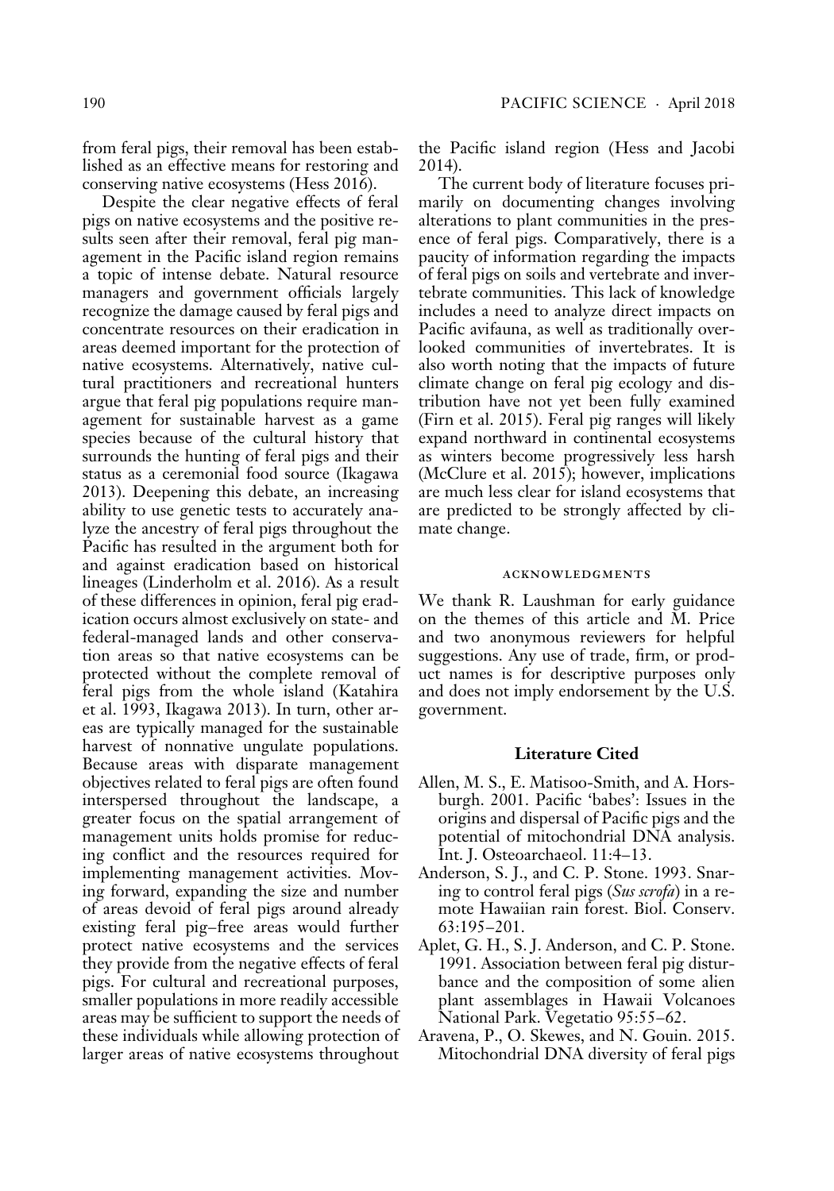from feral pigs, their removal has been established as an effective means for restoring and conserving native ecosystems (Hess 2016).

Despite the clear negative effects of feral pigs on native ecosystems and the positive results seen after their removal, feral pig management in the Pacific island region remains a topic of intense debate. Natural resource managers and government officials largely recognize the damage caused by feral pigs and concentrate resources on their eradication in areas deemed important for the protection of native ecosystems. Alternatively, native cultural practitioners and recreational hunters argue that feral pig populations require management for sustainable harvest as a game species because of the cultural history that surrounds the hunting of feral pigs and their status as a ceremonial food source (Ikagawa 2013). Deepening this debate, an increasing ability to use genetic tests to accurately analyze the ancestry of feral pigs throughout the Pacific has resulted in the argument both for and against eradication based on historical lineages (Linderholm et al. 2016). As a result of these differences in opinion, feral pig eradication occurs almost exclusively on state- and federal-managed lands and other conservation areas so that native ecosystems can be protected without the complete removal of feral pigs from the whole island (Katahira et al. 1993, Ikagawa 2013). In turn, other areas are typically managed for the sustainable harvest of nonnative ungulate populations. Because areas with disparate management objectives related to feral pigs are often found interspersed throughout the landscape, a greater focus on the spatial arrangement of management units holds promise for reducing conflict and the resources required for implementing management activities. Moving forward, expanding the size and number of areas devoid of feral pigs around already existing feral pig–free areas would further protect native ecosystems and the services they provide from the negative effects of feral pigs. For cultural and recreational purposes, smaller populations in more readily accessible areas may be sufficient to support the needs of these individuals while allowing protection of larger areas of native ecosystems throughout the Pacific island region (Hess and Jacobi 2014).

The current body of literature focuses primarily on documenting changes involving alterations to plant communities in the presence of feral pigs. Comparatively, there is a paucity of information regarding the impacts of feral pigs on soils and vertebrate and invertebrate communities. This lack of knowledge includes a need to analyze direct impacts on Pacific avifauna, as well as traditionally overlooked communities of invertebrates. It is also worth noting that the impacts of future climate change on feral pig ecology and distribution have not yet been fully examined (Firn et al. 2015). Feral pig ranges will likely expand northward in continental ecosystems as winters become progressively less harsh (McClure et al. 2015); however, implications are much less clear for island ecosystems that are predicted to be strongly affected by climate change.

## Acknowledgments

We thank R. Laushman for early guidance on the themes of this article and M. Price and two anonymous reviewers for helpful suggestions. Any use of trade, firm, or product names is for descriptive purposes only and does not imply endorsement by the U.S. government.

## Literature Cited

Allen, M. S., E. Matisoo-Smith, and A. Horsburgh. 2001. Pacific 'babes': Issues in the origins and dispersal of Pacific pigs and the potential of mitochondrial DNA analysis. Int. J. Osteoarchaeol. 11:4–13.

Anderson, S. J., and C. P. Stone. 1993. Snaring to control feral pigs (*Sus scrofa*) in a remote Hawaiian rain forest. Biol. Conserv. 63:195–201.

Aplet, G. H., S. J. Anderson, and C. P. Stone. 1991. Association between feral pig disturbance and the composition of some alien plant assemblages in Hawaii Volcanoes National Park. Vegetatio 95:55–62.

Aravena, P., O. Skewes, and N. Gouin. 2015. Mitochondrial DNA diversity of feral pigs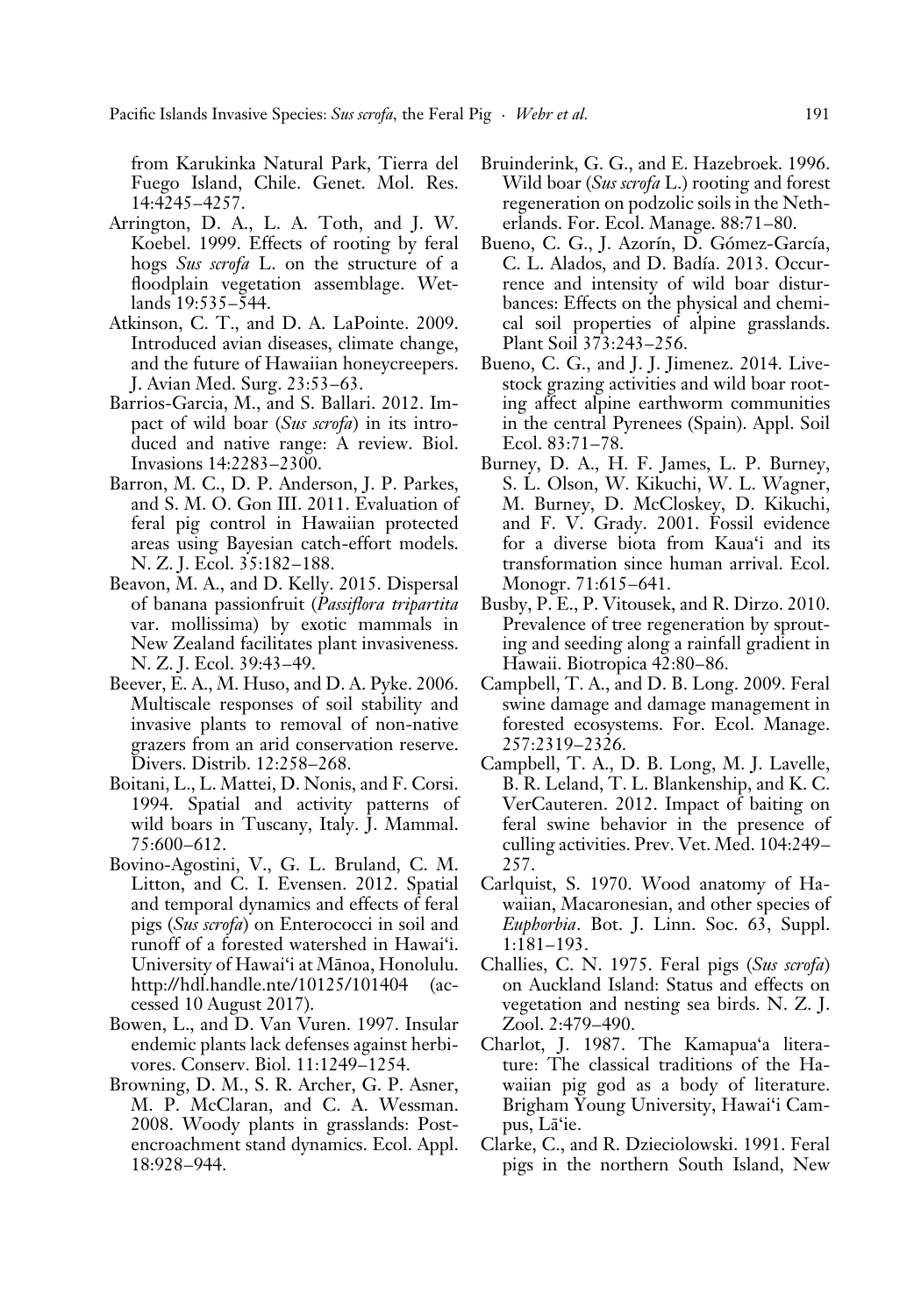from Karukinka Natural Park, Tierra del Fuego Island, Chile. Genet. Mol. Res. 14:4245–4257.

Arrington, D. A., L. A. Toth, and J. W. Koebel. 1999. Effects of rooting by feral hogs *Sus scrofa* L. on the structure of a floodplain vegetation assemblage. Wetlands 19:535–544.

Atkinson, C. T., and D. A. LaPointe. 2009. Introduced avian diseases, climate change, and the future of Hawaiian honeycreepers. J. Avian Med. Surg. 23:53–63.

Barrios-Garcia, M., and S. Ballari. 2012. Impact of wild boar (*Sus scrofa*) in its introduced and native range: A review. Biol. Invasions 14:2283–2300.

Barron, M. C., D. P. Anderson, J. P. Parkes, and S. M. O. Gon III. 2011. Evaluation of feral pig control in Hawaiian protected areas using Bayesian catch-effort models. N. Z. J. Ecol. 35:182–188.

Beavon, M. A., and D. Kelly. 2015. Dispersal of banana passionfruit (*Passiflora tripartita* var. mollissima) by exotic mammals in New Zealand facilitates plant invasiveness. N. Z. J. Ecol. 39:43–49.

Beever, E. A., M. Huso, and D. A. Pyke. 2006. Multiscale responses of soil stability and invasive plants to removal of non-native grazers from an arid conservation reserve. Divers. Distrib. 12:258–268.

Boitani, L., L. Mattei, D. Nonis, and F. Corsi. 1994. Spatial and activity patterns of wild boars in Tuscany, Italy. J. Mammal. 75:600–612.

Bovino-Agostini, V., G. L. Bruland, C. M. Litton, and C. I. Evensen. 2012. Spatial and temporal dynamics and effects of feral pigs (*Sus scrofa*) on Enterococci in soil and runoff of a forested watershed in Hawai'i. University of Hawai'i at Mānoa, Honolulu. http://hdl.handle.nte/10125/101404 (accessed 10 August 2017).

Bowen, L., and D. Van Vuren. 1997. Insular endemic plants lack defenses against herbivores. Conserv. Biol. 11:1249–1254.

Browning, D. M., S. R. Archer, G. P. Asner, M. P. McClaran, and C. A. Wessman. 2008. Woody plants in grasslands: Post-encroachment stand dynamics. Ecol. Appl. 18:928–944.

Bruinderink, G. G., and E. Hazebroek. 1996. Wild boar (*Sus scrofa* L.) rooting and forest regeneration on podzolic soils in the Netherlands. For. Ecol. Manage. 88:71–80.

Bueno, C. G., J. Azorín, D. Gómez-García, C. L. Alados, and D. Badía. 2013. Occurrence and intensity of wild boar disturbances: Effects on the physical and chemical soil properties of alpine grasslands. Plant Soil 373:243–256.

Bueno, C. G., and J. J. Jimenez. 2014. Livestock grazing activities and wild boar rooting affect alpine earthworm communities in the central Pyrenees (Spain). Appl. Soil Ecol. 83:71–78.

Burney, D. A., H. F. James, L. P. Burney, S. L. Olson, W. Kikuchi, W. L. Wagner, M. Burney, D. McCloskey, D. Kikuchi, and F. V. Grady. 2001. Fossil evidence for a diverse biota from Kaua'i and its transformation since human arrival. Ecol. Monogr. 71:615–641.

Busby, P. E., P. Vitousek, and R. Dirzo. 2010. Prevalence of tree regeneration by sprouting and seeding along a rainfall gradient in Hawaii. Biotropica 42:80–86.

Campbell, T. A., and D. B. Long. 2009. Feral swine damage and damage management in forested ecosystems. For. Ecol. Manage. 257:2319–2326.

Campbell, T. A., D. B. Long, M. J. Lavelle, B. R. Leland, T. L. Blankenship, and K. C. VerCauteren. 2012. Impact of baiting on feral swine behavior in the presence of culling activities. Prev. Vet. Med. 104:249–257.

Carlquist, S. 1970. Wood anatomy of Hawaiian, Macaronesian, and other species of *Euphorbia*. Bot. J. Linn. Soc. 63, Suppl. 1:181–193.

Challies, C. N. 1975. Feral pigs (*Sus scrofa*) on Auckland Island: Status and effects on vegetation and nesting sea birds. N. Z. J. Zool. 2:479–490.

Charlot, J. 1987. The Kamapua'a literature: The classical traditions of the Hawaiian pig god as a body of literature. Brigham Young University, Hawai'i Campus, Lā'ie.

Clarke, C., and R. Dzieciolowski. 1991. Feral pigs in the northern South Island, New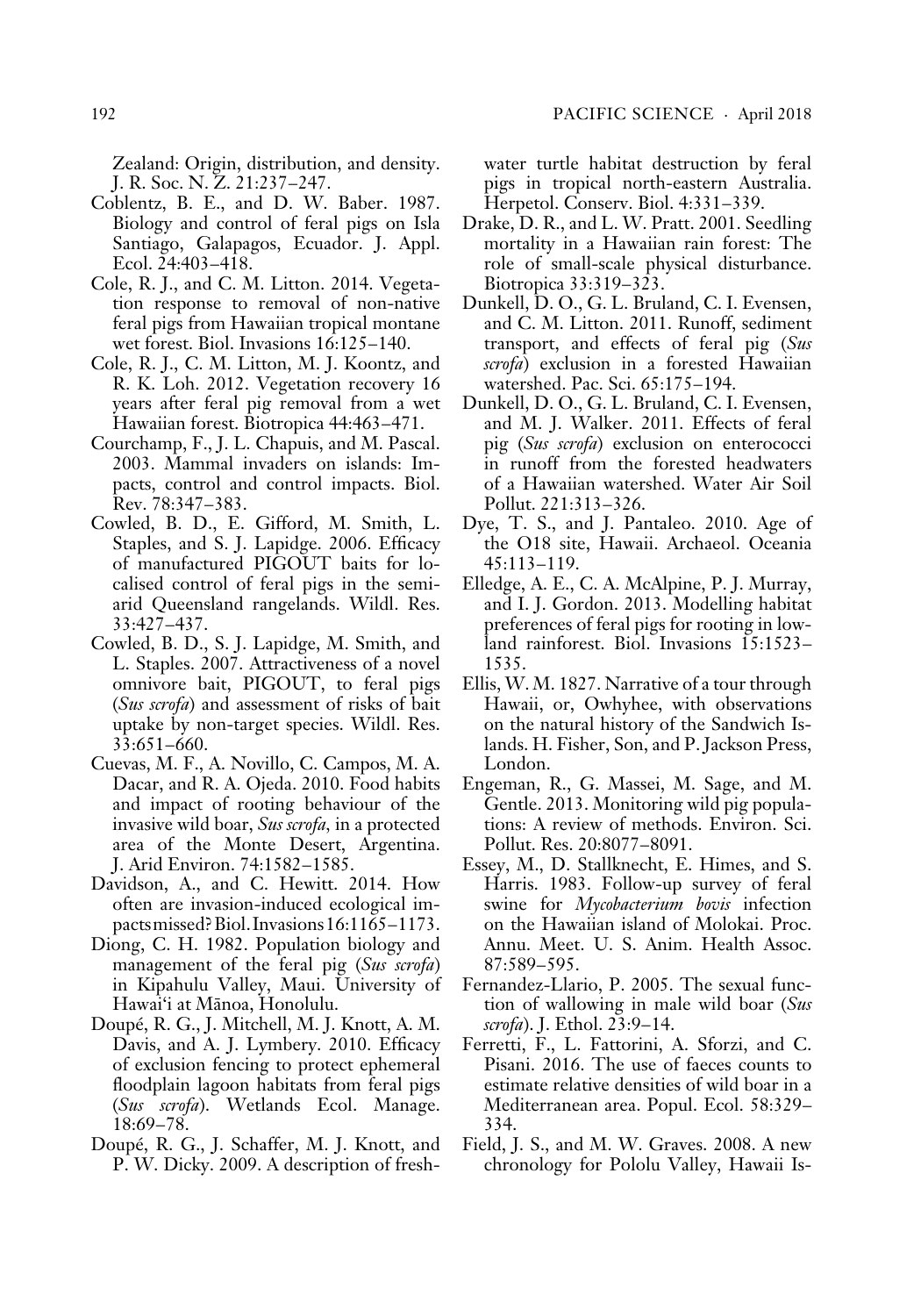Zealand: Origin, distribution, and density. J. R. Soc. N. Z. 21:237–247.

Coblentz, B. E., and D. W. Baber. 1987. Biology and control of feral pigs on Isla Santiago, Galapagos, Ecuador. J. Appl. Ecol. 24:403–418.

Cole, R. J., and C. M. Litton. 2014. Vegetation response to removal of non-native feral pigs from Hawaiian tropical montane wet forest. Biol. Invasions 16:125–140.

Cole, R. J., C. M. Litton, M. J. Koontz, and R. K. Loh. 2012. Vegetation recovery 16 years after feral pig removal from a wet Hawaiian forest. Biotropica 44:463–471.

Courchamp, F., J. L. Chapuis, and M. Pascal. 2003. Mammal invaders on islands: Impacts, control and control impacts. Biol. Rev. 78:347–383.

Cowled, B. D., E. Gifford, M. Smith, L. Staples, and S. J. Lapidge. 2006. Efficacy of manufactured PIGOUT baits for localised control of feral pigs in the semi-arid Queensland rangelands. Wildl. Res. 33:427–437.

Cowled, B. D., S. J. Lapidge, M. Smith, and L. Staples. 2007. Attractiveness of a novel omnivore bait, PIGOUT, to feral pigs (*Sus scrofa*) and assessment of risks of bait uptake by non-target species. Wildl. Res. 33:651–660.

Cuevas, M. F., A. Novillo, C. Campos, M. A. Dacar, and R. A. Ojeda. 2010. Food habits and impact of rooting behaviour of the invasive wild boar, *Sus scrofa*, in a protected area of the Monte Desert, Argentina. J. Arid Environ. 74:1582–1585.

Davidson, A., and C. Hewitt. 2014. How often are invasion-induced ecological impacts missed? Biol. Invasions 16:1165–1173.

Diong, C. H. 1982. Population biology and management of the feral pig (*Sus scrofa*) in Kipahulu Valley, Maui. University of Hawai'i at Mānoa, Honolulu.

Doupé, R. G., J. Mitchell, M. J. Knott, A. M. Davis, and A. J. Lymbery. 2010. Efficacy of exclusion fencing to protect ephemeral floodplain lagoon habitats from feral pigs (*Sus scrofa*). Wetlands Ecol. Manage. 18:69–78.

Doupé, R. G., J. Schaffer, M. J. Knott, and P. W. Dicky. 2009. A description of freshwater turtle habitat destruction by feral pigs in tropical north-eastern Australia. Herpetol. Conserv. Biol. 4:331–339.

Drake, D. R., and L. W. Pratt. 2001. Seedling mortality in a Hawaiian rain forest: The role of small-scale physical disturbance. Biotropica 33:319–323.

Dunkell, D. O., G. L. Bruland, C. I. Evensen, and C. M. Litton. 2011. Runoff, sediment transport, and effects of feral pig (*Sus scrofa*) exclusion in a forested Hawaiian watershed. Pac. Sci. 65:175–194.

Dunkell, D. O., G. L. Bruland, C. I. Evensen, and M. J. Walker. 2011. Effects of feral pig (*Sus scrofa*) exclusion on enterococci in runoff from the forested headwaters of a Hawaiian watershed. Water Air Soil Pollut. 221:313–326.

Dye, T. S., and J. Pantaleo. 2010. Age of the O18 site, Hawaii. Archaeol. Oceania 45:113–119.

Elledge, A. E., C. A. McAlpine, P. J. Murray, and I. J. Gordon. 2013. Modelling habitat preferences of feral pigs for rooting in lowland rainforest. Biol. Invasions 15:1523–1535.

Ellis, W. M. 1827. Narrative of a tour through Hawaii, or, Owhyhee, with observations on the natural history of the Sandwich Islands. H. Fisher, Son, and P. Jackson Press, London.

Engeman, R., G. Massei, M. Sage, and M. Gentle. 2013. Monitoring wild pig populations: A review of methods. Environ. Sci. Pollut. Res. 20:8077–8091.

Essey, M., D. Stallknecht, E. Himes, and S. Harris. 1983. Follow-up survey of feral swine for *Mycobacterium bovis* infection on the Hawaiian island of Molokai. Proc. Annu. Meet. U. S. Anim. Health Assoc. 87:589–595.

Fernandez-Llario, P. 2005. The sexual function of wallowing in male wild boar (*Sus scrofa*). J. Ethol. 23:9–14.

Ferretti, F., L. Fattorini, A. Sforzi, and C. Pisani. 2016. The use of faeces counts to estimate relative densities of wild boar in a Mediterranean area. Popul. Ecol. 58:329–334.

Field, J. S., and M. W. Graves. 2008. A new chronology for Pololu Valley, Hawaii Is-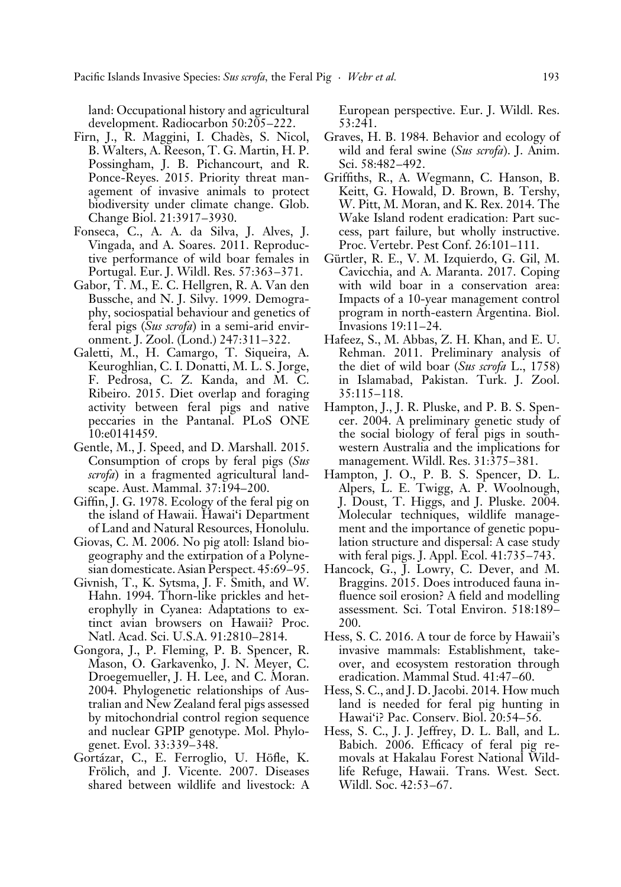land: Occupational history and agricultural development. Radiocarbon 50:205–222.

Firn, J., R. Maggini, I. Chadès, S. Nicol, B. Walters, A. Reeson, T. G. Martin, H. P. Possingham, J. B. Pichancourt, and R. Ponce-Reyes. 2015. Priority threat management of invasive animals to protect biodiversity under climate change. Glob. Change Biol. 21:3917–3930.

Fonseca, C., A. A. da Silva, J. Alves, J. Vingada, and A. Soares. 2011. Reproductive performance of wild boar females in Portugal. Eur. J. Wildl. Res. 57:363–371.

Gabor, T. M., E. C. Hellgren, R. A. Van den Bussche, and N. J. Silvy. 1999. Demography, sociospatial behaviour and genetics of feral pigs (*Sus scrofa*) in a semi-arid environment. J. Zool. (Lond.) 247:311–322.

Galetti, M., H. Camargo, T. Siqueira, A. Keuroghlian, C. I. Donatti, M. L. S. Jorge, F. Pedrosa, C. Z. Kanda, and M. C. Ribeiro. 2015. Diet overlap and foraging activity between feral pigs and native peccaries in the Pantanal. PLoS ONE 10:e0141459.

Gentle, M., J. Speed, and D. Marshall. 2015. Consumption of crops by feral pigs (*Sus scrofa*) in a fragmented agricultural landscape. Aust. Mammal. 37:194–200.

Giffin, J. G. 1978. Ecology of the feral pig on the island of Hawaii. Hawai'i Department of Land and Natural Resources, Honolulu.

Giovas, C. M. 2006. No pig atoll: Island biogeography and the extirpation of a Polynesian domesticate. Asian Perspect. 45:69–95.

Givnish, T., K. Sytsma, J. F. Smith, and W. Hahn. 1994. Thorn-like prickles and heterophylly in Cyanea: Adaptations to extinct avian browsers on Hawaii? Proc. Natl. Acad. Sci. U.S.A. 91:2810–2814.

Gongora, J., P. Fleming, P. B. Spencer, R. Mason, O. Garkavenko, J. N. Meyer, C. Droegemueller, J. H. Lee, and C. Moran. 2004. Phylogenetic relationships of Australian and New Zealand feral pigs assessed by mitochondrial control region sequence and nuclear GPIP genotype. Mol. Phylogenet. Evol. 33:339–348.

Gortázar, C., E. Ferroglio, U. Höfle, K. Frölich, and J. Vicente. 2007. Diseases shared between wildlife and livestock: A European perspective. Eur. J. Wildl. Res. 53:241.

Graves, H. B. 1984. Behavior and ecology of wild and feral swine (*Sus scrofa*). J. Anim. Sci. 58:482–492.

Griffiths, R., A. Wegmann, C. Hanson, B. Keitt, G. Howald, D. Brown, B. Tershy, W. Pitt, M. Moran, and K. Rex. 2014. The Wake Island rodent eradication: Part success, part failure, but wholly instructive. Proc. Vertebr. Pest Conf. 26:101–111.

Gürtler, R. E., V. M. Izquierdo, G. Gil, M. Cavicchia, and A. Maranta. 2017. Coping with wild boar in a conservation area: Impacts of a 10-year management control program in north-eastern Argentina. Biol. Invasions 19:11–24.

Hafeez, S., M. Abbas, Z. H. Khan, and E. U. Rehman. 2011. Preliminary analysis of the diet of wild boar (*Sus scrofa* L., 1758) in Islamabad, Pakistan. Turk. J. Zool. 35:115–118.

Hampton, J., J. R. Pluske, and P. B. S. Spencer. 2004. A preliminary genetic study of the social biology of feral pigs in southwestern Australia and the implications for management. Wildl. Res. 31:375–381.

Hampton, J. O., P. B. S. Spencer, D. L. Alpers, L. E. Twigg, A. P. Woolnough, J. Doust, T. Higgs, and J. Pluske. 2004. Molecular techniques, wildlife management and the importance of genetic population structure and dispersal: A case study with feral pigs. J. Appl. Ecol. 41:735–743.

Hancock, G., J. Lowry, C. Dever, and M. Braggins. 2015. Does introduced fauna influence soil erosion? A field and modelling assessment. Sci. Total Environ. 518:189–200.

Hess, S. C. 2016. A tour de force by Hawaii's invasive mammals: Establishment, takeover, and ecosystem restoration through eradication. Mammal Stud. 41:47–60.

Hess, S. C., and J. D. Jacobi. 2014. How much land is needed for feral pig hunting in Hawai'i? Pac. Conserv. Biol. 20:54–56.

Hess, S. C., J. J. Jeffrey, D. L. Ball, and L. Babich. 2006. Efficacy of feral pig removals at Hakalau Forest National Wildlife Refuge, Hawaii. Trans. West. Sect. Wildl. Soc. 42:53–67.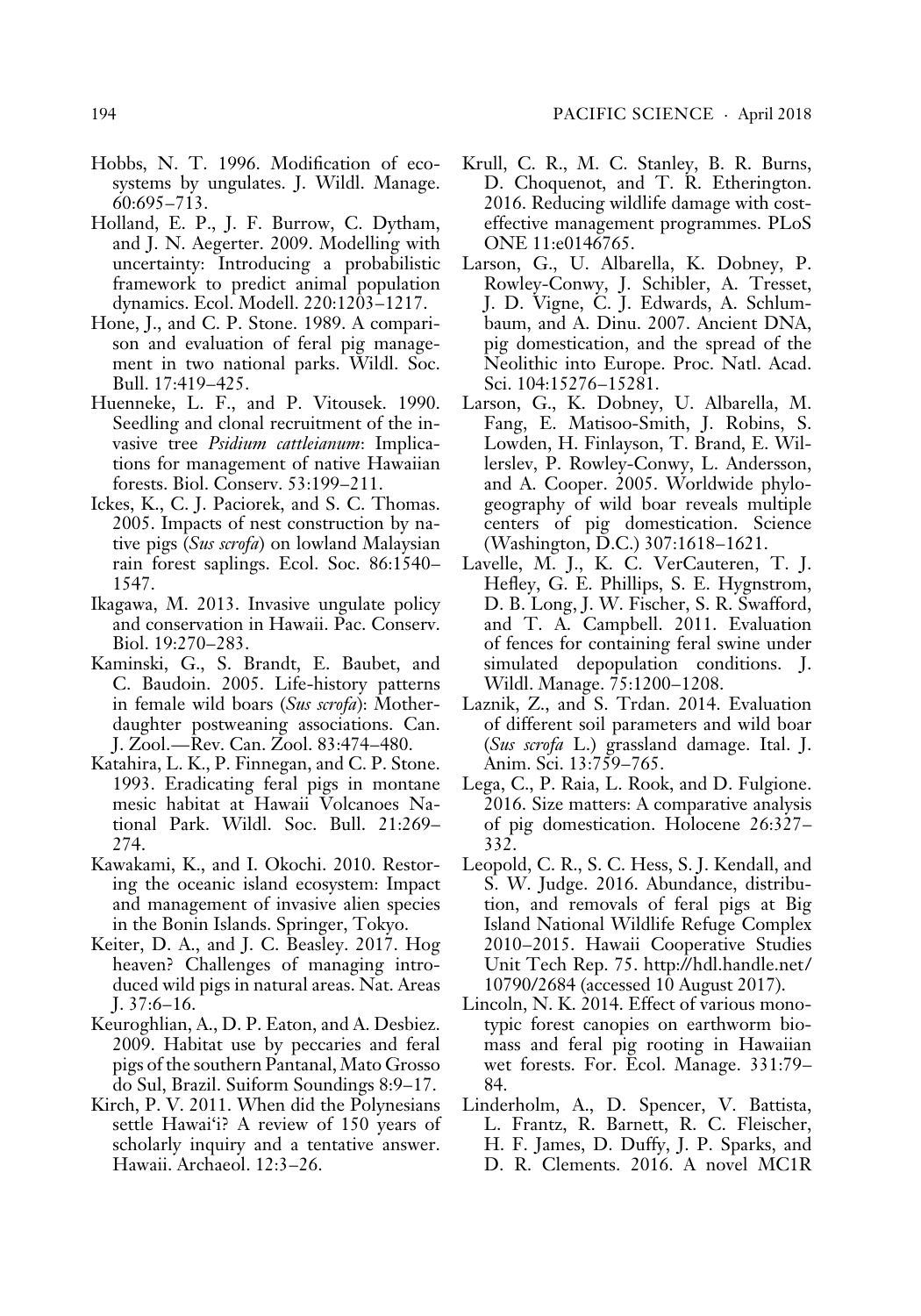Hobbs, N. T. 1996. Modification of ecosystems by ungulates. J. Wildl. Manage. 60:695–713.

Holland, E. P., J. F. Burrow, C. Dytham, and J. N. Aegerter. 2009. Modelling with uncertainty: Introducing a probabilistic framework to predict animal population dynamics. Ecol. Modell. 220:1203–1217.

Hone, J., and C. P. Stone. 1989. A comparison and evaluation of feral pig management in two national parks. Wildl. Soc. Bull. 17:419–425.

Huenneke, L. F., and P. Vitousek. 1990. Seedling and clonal recruitment of the invasive tree *Psidium cattleianum*: Implications for management of native Hawaiian forests. Biol. Conserv. 53:199–211.

Ickes, K., C. J. Paciorek, and S. C. Thomas. 2005. Impacts of nest construction by native pigs (*Sus scrofa*) on lowland Malaysian rain forest saplings. Ecol. Soc. 86:1540–1547.

Ikagawa, M. 2013. Invasive ungulate policy and conservation in Hawaii. Pac. Conserv. Biol. 19:270–283.

Kaminski, G., S. Brandt, E. Baubet, and C. Baudoin. 2005. Life-history patterns in female wild boars (*Sus scrofa*): Mother-daughter postweaning associations. Can. J. Zool.—Rev. Can. Zool. 83:474–480.

Katahira, L. K., P. Finnegan, and C. P. Stone. 1993. Eradicating feral pigs in montane mesic habitat at Hawaii Volcanoes National Park. Wildl. Soc. Bull. 21:269–274.

Kawakami, K., and I. Okochi. 2010. Restoring the oceanic island ecosystem: Impact and management of invasive alien species in the Bonin Islands. Springer, Tokyo.

Keiter, D. A., and J. C. Beasley. 2017. Hog heaven? Challenges of managing introduced wild pigs in natural areas. Nat. Areas J. 37:6–16.

Keuroghlian, A., D. P. Eaton, and A. Desbiez. 2009. Habitat use by peccaries and feral pigs of the southern Pantanal, Mato Grosso do Sul, Brazil. Suiform Soundings 8:9–17.

Kirch, P. V. 2011. When did the Polynesians settle Hawai'i? A review of 150 years of scholarly inquiry and a tentative answer. Hawaii. Archaeol. 12:3–26.

Krull, C. R., M. C. Stanley, B. R. Burns, D. Choquenot, and T. R. Etherington. 2016. Reducing wildlife damage with cost-effective management programmes. PLoS ONE 11:e0146765.

Larson, G., U. Albarella, K. Dobney, P. Rowley-Conwy, J. Schibler, A. Tresset, J. D. Vigne, C. J. Edwards, A. Schlumbaum, and A. Dinu. 2007. Ancient DNA, pig domestication, and the spread of the Neolithic into Europe. Proc. Natl. Acad. Sci. 104:15276–15281.

Larson, G., K. Dobney, U. Albarella, M. Fang, E. Matisoo-Smith, J. Robins, S. Lowden, H. Finlayson, T. Brand, E. Willerslev, P. Rowley-Conwy, L. Andersson, and A. Cooper. 2005. Worldwide phylogeography of wild boar reveals multiple centers of pig domestication. Science (Washington, D.C.) 307:1618–1621.

Lavelle, M. J., K. C. VerCauteren, T. J. Hefley, G. E. Phillips, S. E. Hygnstrom, D. B. Long, J. W. Fischer, S. R. Swafford, and T. A. Campbell. 2011. Evaluation of fences for containing feral swine under simulated depopulation conditions. J. Wildl. Manage. 75:1200–1208.

Laznik, Z., and S. Trdan. 2014. Evaluation of different soil parameters and wild boar (*Sus scrofa* L.) grassland damage. Ital. J. Anim. Sci. 13:759–765.

Lega, C., P. Raia, L. Rook, and D. Fulgione. 2016. Size matters: A comparative analysis of pig domestication. Holocene 26:327–332.

Leopold, C. R., S. C. Hess, S. J. Kendall, and S. W. Judge. 2016. Abundance, distribution, and removals of feral pigs at Big Island National Wildlife Refuge Complex 2010–2015. Hawaii Cooperative Studies Unit Tech Rep. 75. http://hdl.handle.net/10790/2684 (accessed 10 August 2017).

Lincoln, N. K. 2014. Effect of various monotypic forest canopies on earthworm biomass and feral pig rooting in Hawaiian wet forests. For. Ecol. Manage. 331:79–84.

Linderholm, A., D. Spencer, V. Battista, L. Frantz, R. Barnett, R. C. Fleischer, H. F. James, D. Duffy, J. P. Sparks, and D. R. Clements. 2016. A novel MC1R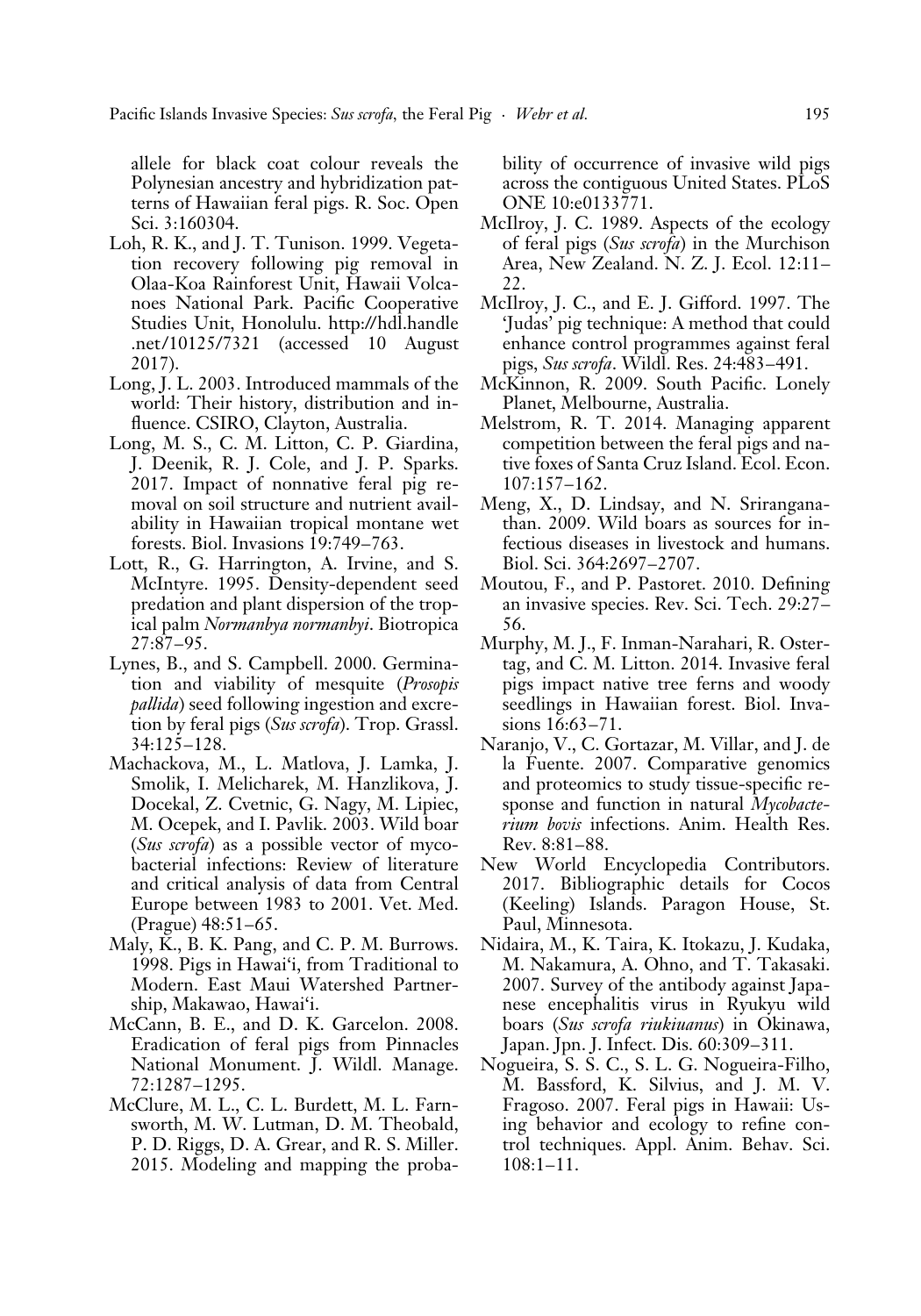allele for black coat colour reveals the Polynesian ancestry and hybridization patterns of Hawaiian feral pigs. R. Soc. Open Sci. 3:160304.

Loh, R. K., and J. T. Tunison. 1999. Vegetation recovery following pig removal in Olaa-Koa Rainforest Unit, Hawaii Volcanoes National Park. Pacific Cooperative Studies Unit, Honolulu. http://hdl.handle.net/10125/7321 (accessed 10 August 2017).

Long, J. L. 2003. Introduced mammals of the world: Their history, distribution and influence. CSIRO, Clayton, Australia.

Long, M. S., C. M. Litton, C. P. Giardina, J. Deenik, R. J. Cole, and J. P. Sparks. 2017. Impact of nonnative feral pig removal on soil structure and nutrient availability in Hawaiian tropical montane wet forests. Biol. Invasions 19:749–763.

Lott, R., G. Harrington, A. Irvine, and S. McIntyre. 1995. Density-dependent seed predation and plant dispersion of the tropical palm *Normanbya normanbyi*. Biotropica 27:87–95.

Lynes, B., and S. Campbell. 2000. Germination and viability of mesquite (*Prosopis pallida*) seed following ingestion and excretion by feral pigs (*Sus scrofa*). Trop. Grassl. 34:125–128.

Machackova, M., L. Matlova, J. Lamka, J. Smolik, I. Melicharek, M. Hanzlikova, J. Docekal, Z. Cvetnic, G. Nagy, M. Lipiec, M. Ocepek, and I. Pavlik. 2003. Wild boar (*Sus scrofa*) as a possible vector of mycobacterial infections: Review of literature and critical analysis of data from Central Europe between 1983 to 2001. Vet. Med. (Prague) 48:51–65.

Maly, K., B. K. Pang, and C. P. M. Burrows. 1998. Pigs in Hawai'i, from Traditional to Modern. East Maui Watershed Partnership, Makawao, Hawai'i.

McCann, B. E., and D. K. Garcelon. 2008. Eradication of feral pigs from Pinnacles National Monument. J. Wildl. Manage. 72:1287–1295.

McClure, M. L., C. L. Burdett, M. L. Farnsworth, M. W. Lutman, D. M. Theobald, P. D. Riggs, D. A. Grear, and R. S. Miller. 2015. Modeling and mapping the probability of occurrence of invasive wild pigs across the contiguous United States. PLoS ONE 10:e0133771.

McIlroy, J. C. 1989. Aspects of the ecology of feral pigs (*Sus scrofa*) in the Murchison Area, New Zealand. N. Z. J. Ecol. 12:11–22.

McIlroy, J. C., and E. J. Gifford. 1997. The 'Judas' pig technique: A method that could enhance control programmes against feral pigs, *Sus scrofa*. Wildl. Res. 24:483–491.

McKinnon, R. 2009. South Pacific. Lonely Planet, Melbourne, Australia.

Melstrom, R. T. 2014. Managing apparent competition between the feral pigs and native foxes of Santa Cruz Island. Ecol. Econ. 107:157–162.

Meng, X., D. Lindsay, and N. Sriranganathan. 2009. Wild boars as sources for infectious diseases in livestock and humans. Biol. Sci. 364:2697–2707.

Moutou, F., and P. Pastoret. 2010. Defining an invasive species. Rev. Sci. Tech. 29:27–56.

Murphy, M. J., F. Inman-Narahari, R. Ostertag, and C. M. Litton. 2014. Invasive feral pigs impact native tree ferns and woody seedlings in Hawaiian forest. Biol. Invasions 16:63–71.

Naranjo, V., C. Gortazar, M. Villar, and J. de la Fuente. 2007. Comparative genomics and proteomics to study tissue-specific response and function in natural *Mycobacterium bovis* infections. Anim. Health Res. Rev. 8:81–88.

New World Encyclopedia Contributors. 2017. Bibliographic details for Cocos (Keeling) Islands. Paragon House, St. Paul, Minnesota.

Nidaira, M., K. Taira, K. Itokazu, J. Kudaka, M. Nakamura, A. Ohno, and T. Takasaki. 2007. Survey of the antibody against Japanese encephalitis virus in Ryukyu wild boars (*Sus scrofa riukiuanus*) in Okinawa, Japan. Jpn. J. Infect. Dis. 60:309–311.

Nogueira, S. S. C., S. L. G. Nogueira-Filho, M. Bassford, K. Silvius, and J. M. V. Fragoso. 2007. Feral pigs in Hawaii: Using behavior and ecology to refine control techniques. Appl. Anim. Behav. Sci. 108:1–11.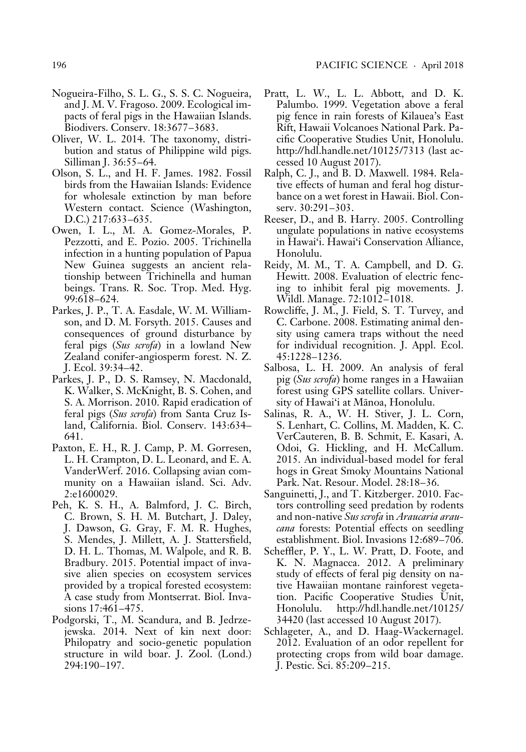Nogueira-Filho, S. L. G., S. S. C. Nogueira, and J. M. V. Fragoso. 2009. Ecological impacts of feral pigs in the Hawaiian Islands. Biodivers. Conserv. 18:3677–3683.

Oliver, W. L. 2014. The taxonomy, distribution and status of Philippine wild pigs. Silliman J. 36:55–64.

Olson, S. L., and H. F. James. 1982. Fossil birds from the Hawaiian Islands: Evidence for wholesale extinction by man before Western contact. Science (Washington, D.C.) 217:633–635.

Owen, I. L., M. A. Gomez-Morales, P. Pezzotti, and E. Pozio. 2005. Trichinella infection in a hunting population of Papua New Guinea suggests an ancient relationship between Trichinella and human beings. Trans. R. Soc. Trop. Med. Hyg. 99:618–624.

Parkes, J. P., T. A. Easdale, W. M. Williamson, and D. M. Forsyth. 2015. Causes and consequences of ground disturbance by feral pigs (*Sus scrofa*) in a lowland New Zealand conifer-angiosperm forest. N. Z. J. Ecol. 39:34–42.

Parkes, J. P., D. S. Ramsey, N. Macdonald, K. Walker, S. McKnight, B. S. Cohen, and S. A. Morrison. 2010. Rapid eradication of feral pigs (*Sus scrofa*) from Santa Cruz Island, California. Biol. Conserv. 143:634–641.

Paxton, E. H., R. J. Camp, P. M. Gorresen, L. H. Crampton, D. L. Leonard, and E. A. VanderWerf. 2016. Collapsing avian community on a Hawaiian island. Sci. Adv. 2:e1600029.

Peh, K. S. H., A. Balmford, J. C. Birch, C. Brown, S. H. M. Butchart, J. Daley, J. Dawson, G. Gray, F. M. R. Hughes, S. Mendes, J. Millett, A. J. Stattersfield, D. H. L. Thomas, M. Walpole, and R. B. Bradbury. 2015. Potential impact of invasive alien species on ecosystem services provided by a tropical forested ecosystem: A case study from Montserrat. Biol. Invasions 17:461–475.

Podgorski, T., M. Scandura, and B. Jedrzejewska. 2014. Next of kin next door: Philopatry and socio-genetic population structure in wild boar. J. Zool. (Lond.) 294:190–197.

Pratt, L. W., L. L. Abbott, and D. K. Palumbo. 1999. Vegetation above a feral pig fence in rain forests of Kilauea's East Rift, Hawaii Volcanoes National Park. Pacific Cooperative Studies Unit, Honolulu. http://hdl.handle.net/10125/7313 (last accessed 10 August 2017).

Ralph, C. J., and B. D. Maxwell. 1984. Relative effects of human and feral hog disturbance on a wet forest in Hawaii. Biol. Conserv. 30:291–303.

Reeser, D., and B. Harry. 2005. Controlling ungulate populations in native ecosystems in Hawai'i. Hawai'i Conservation Alliance, Honolulu.

Reidy, M. M., T. A. Campbell, and D. G. Hewitt. 2008. Evaluation of electric fencing to inhibit feral pig movements. J. Wildl. Manage. 72:1012–1018.

Rowcliffe, J. M., J. Field, S. T. Turvey, and C. Carbone. 2008. Estimating animal density using camera traps without the need for individual recognition. J. Appl. Ecol. 45:1228–1236.

Salbosa, L. H. 2009. An analysis of feral pig (*Sus scrofa*) home ranges in a Hawaiian forest using GPS satellite collars. University of Hawai'i at Mānoa, Honolulu.

Salinas, R. A., W. H. Stiver, J. L. Corn, S. Lenhart, C. Collins, M. Madden, K. C. VerCauteren, B. B. Schmit, E. Kasari, A. Odoi, G. Hickling, and H. McCallum. 2015. An individual-based model for feral hogs in Great Smoky Mountains National Park. Nat. Resour. Model. 28:18–36.

Sanguinetti, J., and T. Kitzberger. 2010. Factors controlling seed predation by rodents and non-native *Sus scrofa* in *Araucaria araucana* forests: Potential effects on seedling establishment. Biol. Invasions 12:689–706.

Scheffler, P. Y., L. W. Pratt, D. Foote, and K. N. Magnacca. 2012. A preliminary study of effects of feral pig density on native Hawaiian montane rainforest vegetation. Pacific Cooperative Studies Unit, Honolulu. http://hdl.handle.net/10125/34420 (last accessed 10 August 2017).

Schlageter, A., and D. Haag-Wackernagel. 2012. Evaluation of an odor repellent for protecting crops from wild boar damage. J. Pestic. Sci. 85:209–215.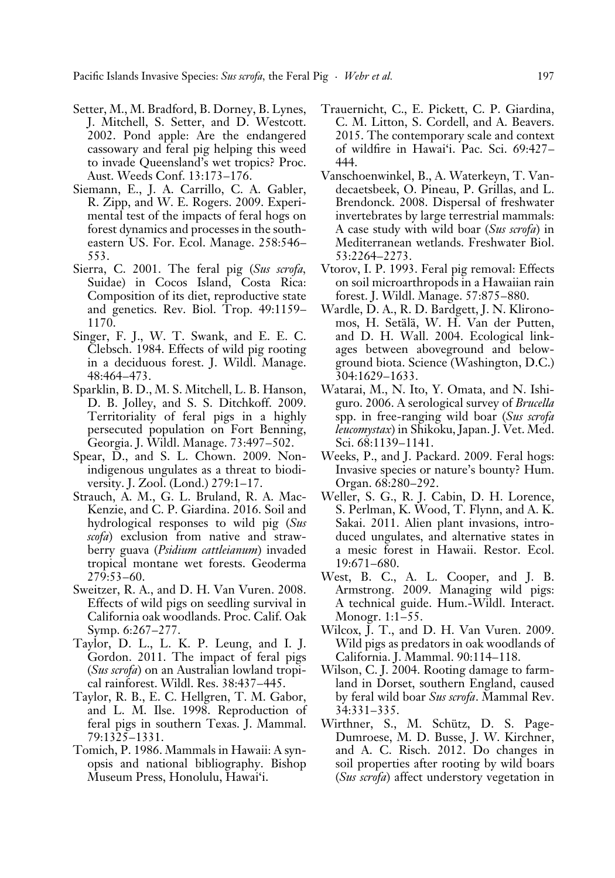Setter, M., M. Bradford, B. Dorney, B. Lynes, J. Mitchell, S. Setter, and D. Westcott. 2002. Pond apple: Are the endangered cassowary and feral pig helping this weed to invade Queensland's wet tropics? Proc. Aust. Weeds Conf. 13:173–176.

Siemann, E., J. A. Carrillo, C. A. Gabler, R. Zipp, and W. E. Rogers. 2009. Experimental test of the impacts of feral hogs on forest dynamics and processes in the southeastern US. For. Ecol. Manage. 258:546–553.

Sierra, C. 2001. The feral pig (*Sus scrofa*, Suidae) in Cocos Island, Costa Rica: Composition of its diet, reproductive state and genetics. Rev. Biol. Trop. 49:1159–1170.

Singer, F. J., W. T. Swank, and E. E. C. Clebsch. 1984. Effects of wild pig rooting in a deciduous forest. J. Wildl. Manage. 48:464–473.

Sparklin, B. D., M. S. Mitchell, L. B. Hanson, D. B. Jolley, and S. S. Ditchkoff. 2009. Territoriality of feral pigs in a highly persecuted population on Fort Benning, Georgia. J. Wildl. Manage. 73:497–502.

Spear, D., and S. L. Chown. 2009. Non-indigenous ungulates as a threat to biodiversity. J. Zool. (Lond.) 279:1–17.

Strauch, A. M., G. L. Bruland, R. A. MacKenzie, and C. P. Giardina. 2016. Soil and hydrological responses to wild pig (*Sus scofa*) exclusion from native and strawberry guava (*Psidium cattleianum*) invaded tropical montane wet forests. Geoderma 279:53–60.

Sweitzer, R. A., and D. H. Van Vuren. 2008. Effects of wild pigs on seedling survival in California oak woodlands. Proc. Calif. Oak Symp. 6:267–277.

Taylor, D. L., L. K. P. Leung, and I. J. Gordon. 2011. The impact of feral pigs (*Sus scrofa*) on an Australian lowland tropical rainforest. Wildl. Res. 38:437–445.

Taylor, R. B., E. C. Hellgren, T. M. Gabor, and L. M. Ilse. 1998. Reproduction of feral pigs in southern Texas. J. Mammal. 79:1325–1331.

Tomich, P. 1986. Mammals in Hawaii: A synopsis and national bibliography. Bishop Museum Press, Honolulu, Hawai'i.

Trauernicht, C., E. Pickett, C. P. Giardina, C. M. Litton, S. Cordell, and A. Beavers. 2015. The contemporary scale and context of wildfire in Hawai'i. Pac. Sci. 69:427–444.

Vanschoenwinkel, B., A. Waterkeyn, T. Vandecaetsbeek, O. Pineau, P. Grillas, and L. Brendonck. 2008. Dispersal of freshwater invertebrates by large terrestrial mammals: A case study with wild boar (*Sus scrofa*) in Mediterranean wetlands. Freshwater Biol. 53:2264–2273.

Vtorov, I. P. 1993. Feral pig removal: Effects on soil microarthropods in a Hawaiian rain forest. J. Wildl. Manage. 57:875–880.

Wardle, D. A., R. D. Bardgett, J. N. Klironomos, H. Setälä, W. H. Van der Putten, and D. H. Wall. 2004. Ecological linkages between aboveground and belowground biota. Science (Washington, D.C.) 304:1629–1633.

Watarai, M., N. Ito, Y. Omata, and N. Ishiguro. 2006. A serological survey of *Brucella* spp. in free-ranging wild boar (*Sus scrofa leucomystax*) in Shikoku, Japan. J. Vet. Med. Sci. 68:1139–1141.

Weeks, P., and J. Packard. 2009. Feral hogs: Invasive species or nature's bounty? Hum. Organ. 68:280–292.

Weller, S. G., R. J. Cabin, D. H. Lorence, S. Perlman, K. Wood, T. Flynn, and A. K. Sakai. 2011. Alien plant invasions, introduced ungulates, and alternative states in a mesic forest in Hawaii. Restor. Ecol. 19:671–680.

West, B. C., A. L. Cooper, and J. B. Armstrong. 2009. Managing wild pigs: A technical guide. Hum.-Wildl. Interact. Monogr. 1:1–55.

Wilcox, J. T., and D. H. Van Vuren. 2009. Wild pigs as predators in oak woodlands of California. J. Mammal. 90:114–118.

Wilson, C. J. 2004. Rooting damage to farmland in Dorset, southern England, caused by feral wild boar *Sus scrofa*. Mammal Rev. 34:331–335.

Wirthner, S., M. Schütz, D. S. Page-Dumroese, M. D. Busse, J. W. Kirchner, and A. C. Risch. 2012. Do changes in soil properties after rooting by wild boars (*Sus scrofa*) affect understory vegetation in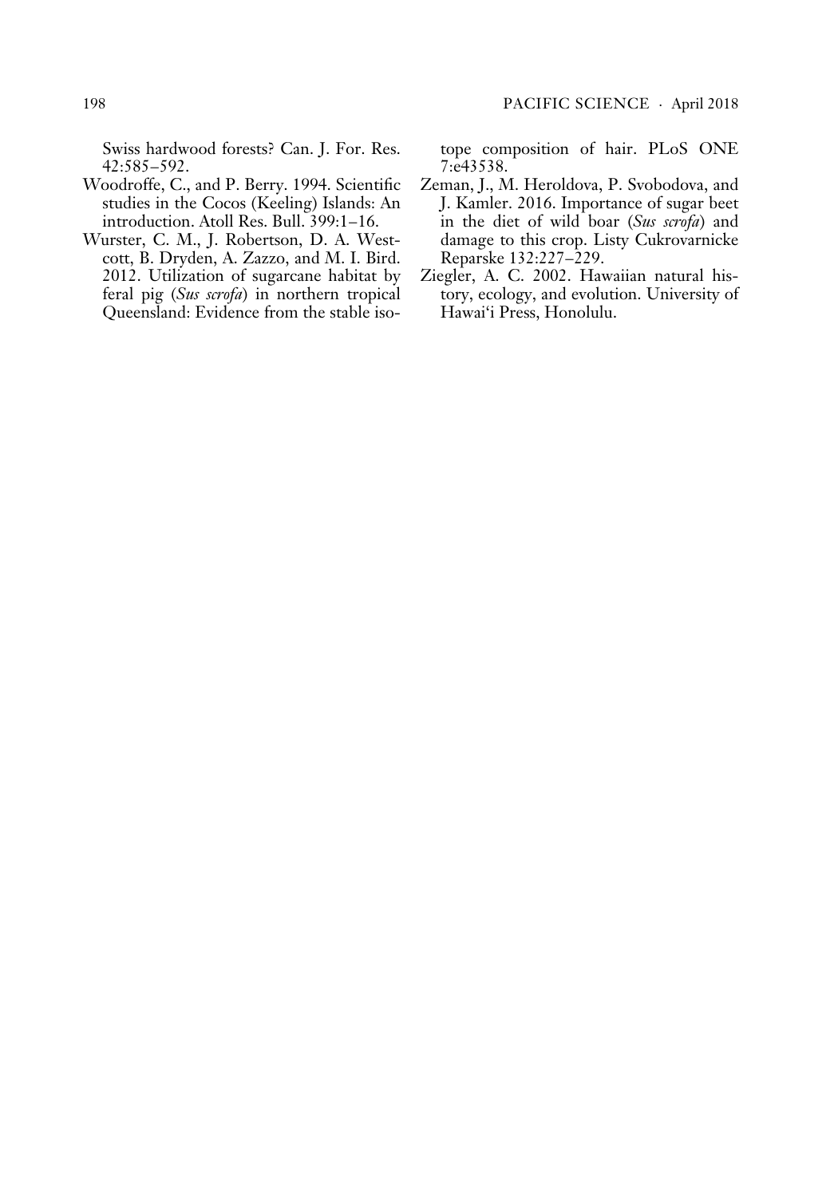Swiss hardwood forests? Can. J. For. Res. 42:585–592.

Woodroffe, C., and P. Berry. 1994. Scientific studies in the Cocos (Keeling) Islands: An introduction. Atoll Res. Bull. 399:1–16.

Wurster, C. M., J. Robertson, D. A. Westcott, B. Dryden, A. Zazzo, and M. I. Bird. 2012. Utilization of sugarcane habitat by feral pig (*Sus scrofa*) in northern tropical Queensland: Evidence from the stable isotope composition of hair. PLoS ONE 7:e43538.

Zeman, J., M. Heroldova, P. Svobodova, and J. Kamler. 2016. Importance of sugar beet in the diet of wild boar (*Sus scrofa*) and damage to this crop. Listy Cukrovarnicke Reparske 132:227–229.

Ziegler, A. C. 2002. Hawaiian natural history, ecology, and evolution. University of Hawai'i Press, Honolulu.